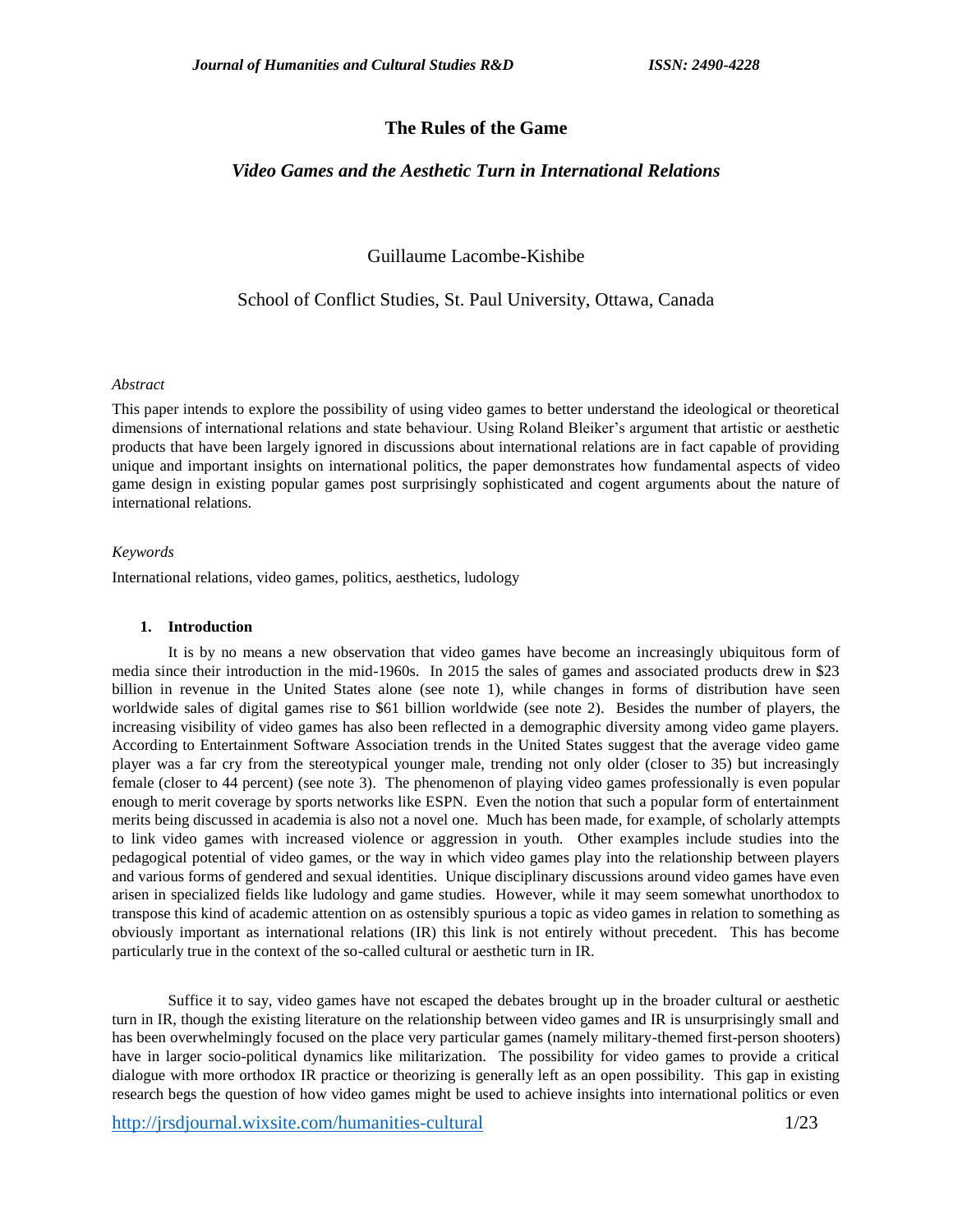# The Rules of the Game

## *Video Games and the Aesthetic Turn in International Relations*

Guillaume Lacombe-Kishibe

School of Conflict Studies, St. Paul University, Ottawa, Canada

*Abstract*

This paper intends to explore the possibility of using video games to better understand the ideological or theoretical dimensions of international relations and state behaviour. Using Roland Bleiker's argument that artistic or aesthetic products that have been largely ignored in discussions about international relations are in fact capable of providing unique and important insights on international politics, the paper demonstrates how fundamental aspects of video game design in existing popular games post surprisingly sophisticated and cogent arguments about the nature of international relations.

*Keywords*

International relations, video games, politics, aesthetics, ludology

### 1. Introduction

It is by no means a new observation that video games have become an increasingly ubiquitous form of media since their introduction in the mid-1960s. In 2015 the sales of games and associated products drew in $23 billion in revenue in the United States alone (see note 1), while changes in forms of distribution have seen worldwide sales of digital games rise to $61 billion worldwide (see note 2). Besides the number of players, the increasing visibility of video games has also been reflected in a demographic diversity among video game players. According to Entertainment Software Association trends in the United States suggest that the average video game player was a far cry from the stereotypical younger male, trending not only older (closer to 35) but increasingly female (closer to 44 percent) (see note 3). The phenomenon of playing video games professionally is even popular enough to merit coverage by sports networks like ESPN. Even the notion that such a popular form of entertainment merits being discussed in academia is also not a novel one. Much has been made, for example, of scholarly attempts to link video games with increased violence or aggression in youth. Other examples include studies into the pedagogical potential of video games, or the way in which video games play into the relationship between players and various forms of gendered and sexual identities. Unique disciplinary discussions around video games have even arisen in specialized fields like ludology and game studies. However, while it may seem somewhat unorthodox to transpose this kind of academic attention on as ostensibly spurious a topic as video games in relation to something as obviously important as international relations (IR) this link is not entirely without precedent. This has become particularly true in the context of the so-called cultural or aesthetic turn in IR.

Suffice it to say, video games have not escaped the debates brought up in the broader cultural or aesthetic turn in IR, though the existing literature on the relationship between video games and IR is unsurprisingly small and has been overwhelmingly focused on the place very particular games (namely military-themed first-person shooters) have in larger socio-political dynamics like militarization. The possibility for video games to provide a critical dialogue with more orthodox IR practice or theorizing is generally left as an open possibility. This gap in existing research begs the question of how video games might be used to achieve insights into international politics or even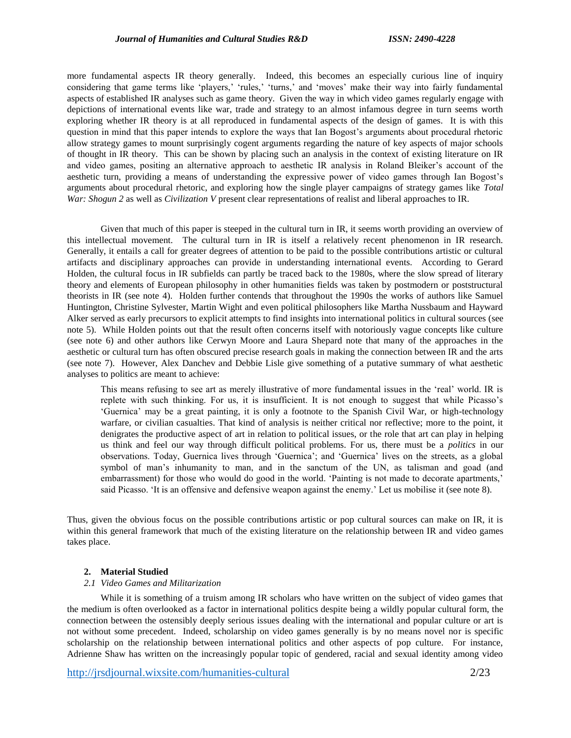more fundamental aspects IR theory generally. Indeed, this becomes an especially curious line of inquiry considering that game terms like 'players,' 'rules,' 'turns,' and 'moves' make their way into fairly fundamental aspects of established IR analyses such as game theory. Given the way in which video games regularly engage with depictions of international events like war, trade and strategy to an almost infamous degree in turn seems worth exploring whether IR theory is at all reproduced in fundamental aspects of the design of games. It is with this question in mind that this paper intends to explore the ways that Ian Bogost's arguments about procedural rhetoric allow strategy games to mount surprisingly cogent arguments regarding the nature of key aspects of major schools of thought in IR theory. This can be shown by placing such an analysis in the context of existing literature on IR and video games, positing an alternative approach to aesthetic IR analysis in Roland Bleiker's account of the aesthetic turn, providing a means of understanding the expressive power of video games through Ian Bogost's arguments about procedural rhetoric, and exploring how the single player campaigns of strategy games like *Total War: Shogun 2* as well as *Civilization V* present clear representations of realist and liberal approaches to IR.

Given that much of this paper is steeped in the cultural turn in IR, it seems worth providing an overview of this intellectual movement. The cultural turn in IR is itself a relatively recent phenomenon in IR research. Generally, it entails a call for greater degrees of attention to be paid to the possible contributions artistic or cultural artifacts and disciplinary approaches can provide in understanding international events. According to Gerard Holden, the cultural focus in IR subfields can partly be traced back to the 1980s, where the slow spread of literary theory and elements of European philosophy in other humanities fields was taken by postmodern or poststructural theorists in IR (see note 4). Holden further contends that throughout the 1990s the works of authors like Samuel Huntington, Christine Sylvester, Martin Wight and even political philosophers like Martha Nussbaum and Hayward Alker served as early precursors to explicit attempts to find insights into international politics in cultural sources (see note 5). While Holden points out that the result often concerns itself with notoriously vague concepts like culture (see note 6) and other authors like Cerwyn Moore and Laura Shepard note that many of the approaches in the aesthetic or cultural turn has often obscured precise research goals in making the connection between IR and the arts (see note 7). However, Alex Danchev and Debbie Lisle give something of a putative summary of what aesthetic analyses to politics are meant to achieve:

> This means refusing to see art as merely illustrative of more fundamental issues in the 'real' world. IR is replete with such thinking. For us, it is insufficient. It is not enough to suggest that while Picasso's 'Guernica' may be a great painting, it is only a footnote to the Spanish Civil War, or high-technology warfare, or civilian casualties. That kind of analysis is neither critical nor reflective; more to the point, it denigrates the productive aspect of art in relation to political issues, or the role that art can play in helping us think and feel our way through difficult political problems. For us, there must be a *politics* in our observations. Today, Guernica lives through 'Guernica'; and 'Guernica' lives on the streets, as a global symbol of man's inhumanity to man, and in the sanctum of the UN, as talisman and goad (and embarrassment) for those who would do good in the world. 'Painting is not made to decorate apartments,' said Picasso. 'It is an offensive and defensive weapon against the enemy.' Let us mobilise it (see note 8).

Thus, given the obvious focus on the possible contributions artistic or pop cultural sources can make on IR, it is within this general framework that much of the existing literature on the relationship between IR and video games takes place.

## 2. Material Studied

### *2.1 Video Games and Militarization*

While it is something of a truism among IR scholars who have written on the subject of video games that the medium is often overlooked as a factor in international politics despite being a wildly popular cultural form, the connection between the ostensibly deeply serious issues dealing with the international and popular culture or art is not without some precedent. Indeed, scholarship on video games generally is by no means novel nor is specific scholarship on the relationship between international politics and other aspects of pop culture. For instance, Adrienne Shaw has written on the increasingly popular topic of gendered, racial and sexual identity among video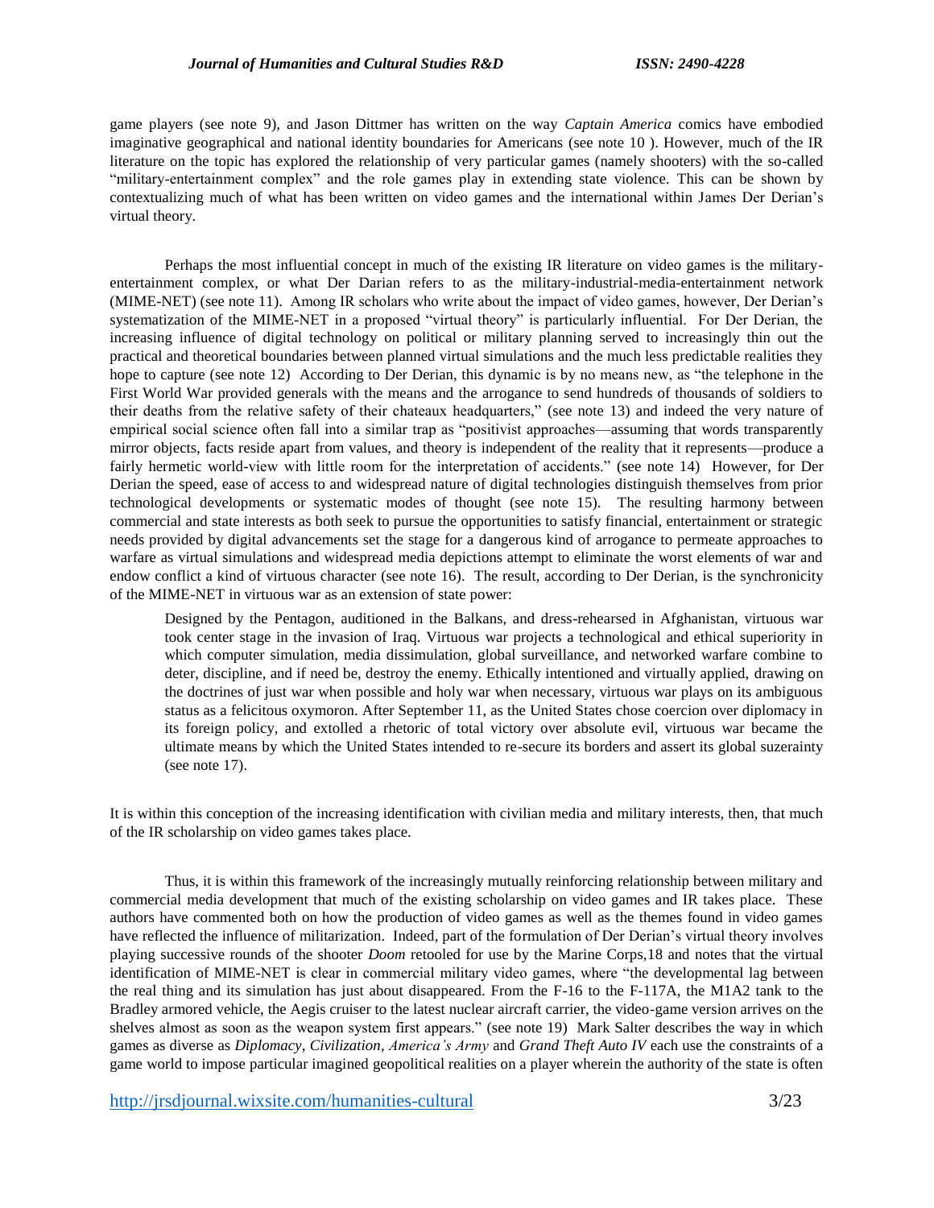game players (see note 9), and Jason Dittmer has written on the way *Captain America* comics have embodied imaginative geographical and national identity boundaries for Americans (see note 10 ). However, much of the IR literature on the topic has explored the relationship of very particular games (namely shooters) with the so-called "military-entertainment complex" and the role games play in extending state violence. This can be shown by contextualizing much of what has been written on video games and the international within James Der Derian's virtual theory.

Perhaps the most influential concept in much of the existing IR literature on video games is the military-entertainment complex, or what Der Darian refers to as the military-industrial-media-entertainment network (MIME-NET) (see note 11). Among IR scholars who write about the impact of video games, however, Der Derian's systematization of the MIME-NET in a proposed "virtual theory" is particularly influential. For Der Derian, the increasing influence of digital technology on political or military planning served to increasingly thin out the practical and theoretical boundaries between planned virtual simulations and the much less predictable realities they hope to capture (see note 12) According to Der Derian, this dynamic is by no means new, as "the telephone in the First World War provided generals with the means and the arrogance to send hundreds of thousands of soldiers to their deaths from the relative safety of their chateaux headquarters," (see note 13) and indeed the very nature of empirical social science often fall into a similar trap as "positivist approaches—assuming that words transparently mirror objects, facts reside apart from values, and theory is independent of the reality that it represents—produce a fairly hermetic world-view with little room for the interpretation of accidents." (see note 14) However, for Der Derian the speed, ease of access to and widespread nature of digital technologies distinguish themselves from prior technological developments or systematic modes of thought (see note 15). The resulting harmony between commercial and state interests as both seek to pursue the opportunities to satisfy financial, entertainment or strategic needs provided by digital advancements set the stage for a dangerous kind of arrogance to permeate approaches to warfare as virtual simulations and widespread media depictions attempt to eliminate the worst elements of war and endow conflict a kind of virtuous character (see note 16). The result, according to Der Derian, is the synchronicity of the MIME-NET in virtuous war as an extension of state power:

> Designed by the Pentagon, auditioned in the Balkans, and dress-rehearsed in Afghanistan, virtuous war took center stage in the invasion of Iraq. Virtuous war projects a technological and ethical superiority in which computer simulation, media dissimulation, global surveillance, and networked warfare combine to deter, discipline, and if need be, destroy the enemy. Ethically intentioned and virtually applied, drawing on the doctrines of just war when possible and holy war when necessary, virtuous war plays on its ambiguous status as a felicitous oxymoron. After September 11, as the United States chose coercion over diplomacy in its foreign policy, and extolled a rhetoric of total victory over absolute evil, virtuous war became the ultimate means by which the United States intended to re-secure its borders and assert its global suzerainty (see note 17).

It is within this conception of the increasing identification with civilian media and military interests, then, that much of the IR scholarship on video games takes place.

Thus, it is within this framework of the increasingly mutually reinforcing relationship between military and commercial media development that much of the existing scholarship on video games and IR takes place. These authors have commented both on how the production of video games as well as the themes found in video games have reflected the influence of militarization. Indeed, part of the formulation of Der Derian's virtual theory involves playing successive rounds of the shooter *Doom* retooled for use by the Marine Corps,18 and notes that the virtual identification of MIME-NET is clear in commercial military video games, where "the developmental lag between the real thing and its simulation has just about disappeared. From the F-16 to the F-117A, the M1A2 tank to the Bradley armored vehicle, the Aegis cruiser to the latest nuclear aircraft carrier, the video-game version arrives on the shelves almost as soon as the weapon system first appears." (see note 19) Mark Salter describes the way in which games as diverse as *Diplomacy*, *Civilization*, *America's Army* and *Grand Theft Auto IV* each use the constraints of a game world to impose particular imagined geopolitical realities on a player wherein the authority of the state is often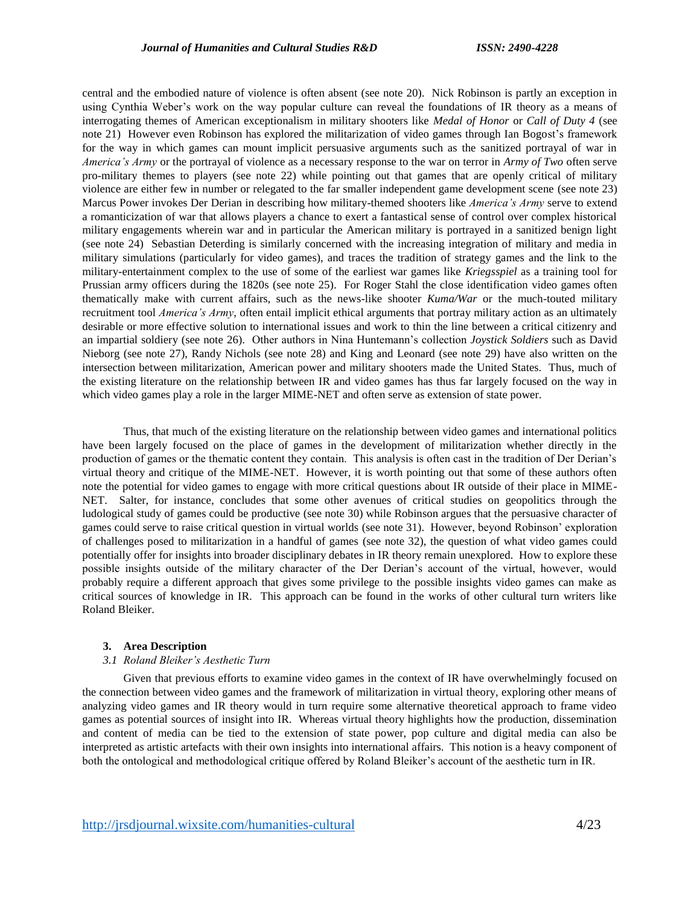central and the embodied nature of violence is often absent (see note 20). Nick Robinson is partly an exception in using Cynthia Weber's work on the way popular culture can reveal the foundations of IR theory as a means of interrogating themes of American exceptionalism in military shooters like *Medal of Honor* or *Call of Duty 4* (see note 21) However even Robinson has explored the militarization of video games through Ian Bogost's framework for the way in which games can mount implicit persuasive arguments such as the sanitized portrayal of war in *America's Army* or the portrayal of violence as a necessary response to the war on terror in *Army of Two* often serve pro-military themes to players (see note 22) while pointing out that games that are openly critical of military violence are either few in number or relegated to the far smaller independent game development scene (see note 23) Marcus Power invokes Der Derian in describing how military-themed shooters like *America's Army* serve to extend a romanticization of war that allows players a chance to exert a fantastical sense of control over complex historical military engagements wherein war and in particular the American military is portrayed in a sanitized benign light (see note 24) Sebastian Deterding is similarly concerned with the increasing integration of military and media in military simulations (particularly for video games), and traces the tradition of strategy games and the link to the military-entertainment complex to the use of some of the earliest war games like *Kriegsspiel* as a training tool for Prussian army officers during the 1820s (see note 25). For Roger Stahl the close identification video games often thematically make with current affairs, such as the news-like shooter *Kuma/War* or the much-touted military recruitment tool *America's Army*, often entail implicit ethical arguments that portray military action as an ultimately desirable or more effective solution to international issues and work to thin the line between a critical citizenry and an impartial soldiery (see note 26). Other authors in Nina Huntemann's collection *Joystick Soldiers* such as David Nieborg (see note 27), Randy Nichols (see note 28) and King and Leonard (see note 29) have also written on the intersection between militarization, American power and military shooters made the United States. Thus, much of the existing literature on the relationship between IR and video games has thus far largely focused on the way in which video games play a role in the larger MIME-NET and often serve as extension of state power.

Thus, that much of the existing literature on the relationship between video games and international politics have been largely focused on the place of games in the development of militarization whether directly in the production of games or the thematic content they contain. This analysis is often cast in the tradition of Der Derian's virtual theory and critique of the MIME-NET. However, it is worth pointing out that some of these authors often note the potential for video games to engage with more critical questions about IR outside of their place in MIME-NET. Salter, for instance, concludes that some other avenues of critical studies on geopolitics through the ludological study of games could be productive (see note 30) while Robinson argues that the persuasive character of games could serve to raise critical question in virtual worlds (see note 31). However, beyond Robinson' exploration of challenges posed to militarization in a handful of games (see note 32), the question of what video games could potentially offer for insights into broader disciplinary debates in IR theory remain unexplored. How to explore these possible insights outside of the military character of the Der Derian's account of the virtual, however, would probably require a different approach that gives some privilege to the possible insights video games can make as critical sources of knowledge in IR. This approach can be found in the works of other cultural turn writers like Roland Bleiker.

## 3. Area Description

### *3.1 Roland Bleiker's Aesthetic Turn*

Given that previous efforts to examine video games in the context of IR have overwhelmingly focused on the connection between video games and the framework of militarization in virtual theory, exploring other means of analyzing video games and IR theory would in turn require some alternative theoretical approach to frame video games as potential sources of insight into IR. Whereas virtual theory highlights how the production, dissemination and content of media can be tied to the extension of state power, pop culture and digital media can also be interpreted as artistic artefacts with their own insights into international affairs. This notion is a heavy component of both the ontological and methodological critique offered by Roland Bleiker's account of the aesthetic turn in IR.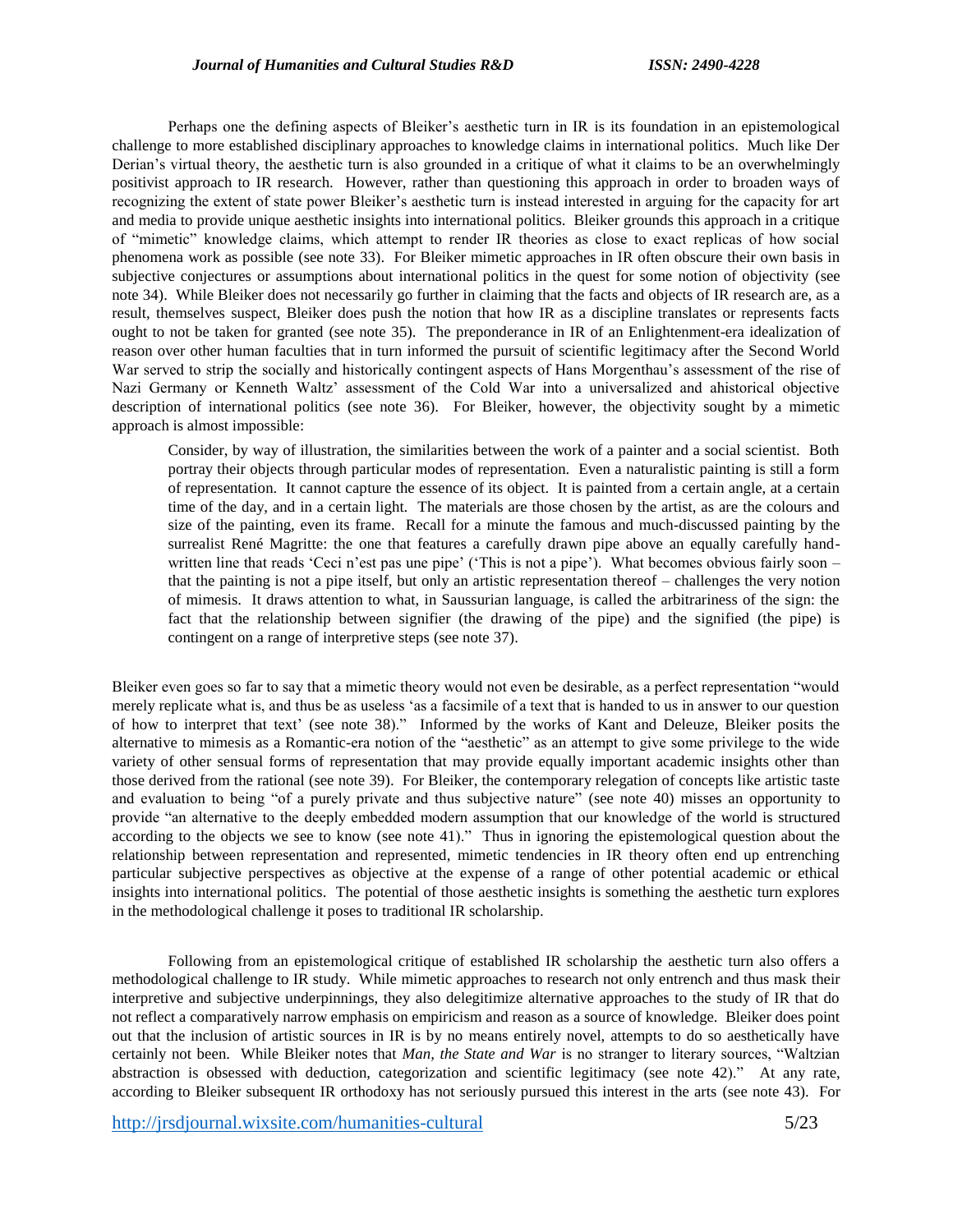Perhaps one the defining aspects of Bleiker's aesthetic turn in IR is its foundation in an epistemological challenge to more established disciplinary approaches to knowledge claims in international politics. Much like Der Derian's virtual theory, the aesthetic turn is also grounded in a critique of what it claims to be an overwhelmingly positivist approach to IR research. However, rather than questioning this approach in order to broaden ways of recognizing the extent of state power Bleiker's aesthetic turn is instead interested in arguing for the capacity for art and media to provide unique aesthetic insights into international politics. Bleiker grounds this approach in a critique of "mimetic" knowledge claims, which attempt to render IR theories as close to exact replicas of how social phenomena work as possible (see note 33). For Bleiker mimetic approaches in IR often obscure their own basis in subjective conjectures or assumptions about international politics in the quest for some notion of objectivity (see note 34). While Bleiker does not necessarily go further in claiming that the facts and objects of IR research are, as a result, themselves suspect, Bleiker does push the notion that how IR as a discipline translates or represents facts ought to not be taken for granted (see note 35). The preponderance in IR of an Enlightenment-era idealization of reason over other human faculties that in turn informed the pursuit of scientific legitimacy after the Second World War served to strip the socially and historically contingent aspects of Hans Morgenthau's assessment of the rise of Nazi Germany or Kenneth Waltz' assessment of the Cold War into a universalized and ahistorical objective description of international politics (see note 36). For Bleiker, however, the objectivity sought by a mimetic approach is almost impossible:

> Consider, by way of illustration, the similarities between the work of a painter and a social scientist. Both portray their objects through particular modes of representation. Even a naturalistic painting is still a form of representation. It cannot capture the essence of its object. It is painted from a certain angle, at a certain time of the day, and in a certain light. The materials are those chosen by the artist, as are the colours and size of the painting, even its frame. Recall for a minute the famous and much-discussed painting by the surrealist René Magritte: the one that features a carefully drawn pipe above an equally carefully hand-written line that reads 'Ceci n'est pas une pipe' ('This is not a pipe'). What becomes obvious fairly soon – that the painting is not a pipe itself, but only an artistic representation thereof – challenges the very notion of mimesis. It draws attention to what, in Saussurian language, is called the arbitrariness of the sign: the fact that the relationship between signifier (the drawing of the pipe) and the signified (the pipe) is contingent on a range of interpretive steps (see note 37).

Bleiker even goes so far to say that a mimetic theory would not even be desirable, as a perfect representation "would merely replicate what is, and thus be as useless 'as a facsimile of a text that is handed to us in answer to our question of how to interpret that text' (see note 38)." Informed by the works of Kant and Deleuze, Bleiker posits the alternative to mimesis as a Romantic-era notion of the "aesthetic" as an attempt to give some privilege to the wide variety of other sensual forms of representation that may provide equally important academic insights other than those derived from the rational (see note 39). For Bleiker, the contemporary relegation of concepts like artistic taste and evaluation to being "of a purely private and thus subjective nature" (see note 40) misses an opportunity to provide "an alternative to the deeply embedded modern assumption that our knowledge of the world is structured according to the objects we see to know (see note 41)." Thus in ignoring the epistemological question about the relationship between representation and represented, mimetic tendencies in IR theory often end up entrenching particular subjective perspectives as objective at the expense of a range of other potential academic or ethical insights into international politics. The potential of those aesthetic insights is something the aesthetic turn explores in the methodological challenge it poses to traditional IR scholarship.

Following from an epistemological critique of established IR scholarship the aesthetic turn also offers a methodological challenge to IR study. While mimetic approaches to research not only entrench and thus mask their interpretive and subjective underpinnings, they also delegitimize alternative approaches to the study of IR that do not reflect a comparatively narrow emphasis on empiricism and reason as a source of knowledge. Bleiker does point out that the inclusion of artistic sources in IR is by no means entirely novel, attempts to do so aesthetically have certainly not been. While Bleiker notes that *Man, the State and War* is no stranger to literary sources, "Waltzian abstraction is obsessed with deduction, categorization and scientific legitimacy (see note 42)." At any rate, according to Bleiker subsequent IR orthodoxy has not seriously pursued this interest in the arts (see note 43). For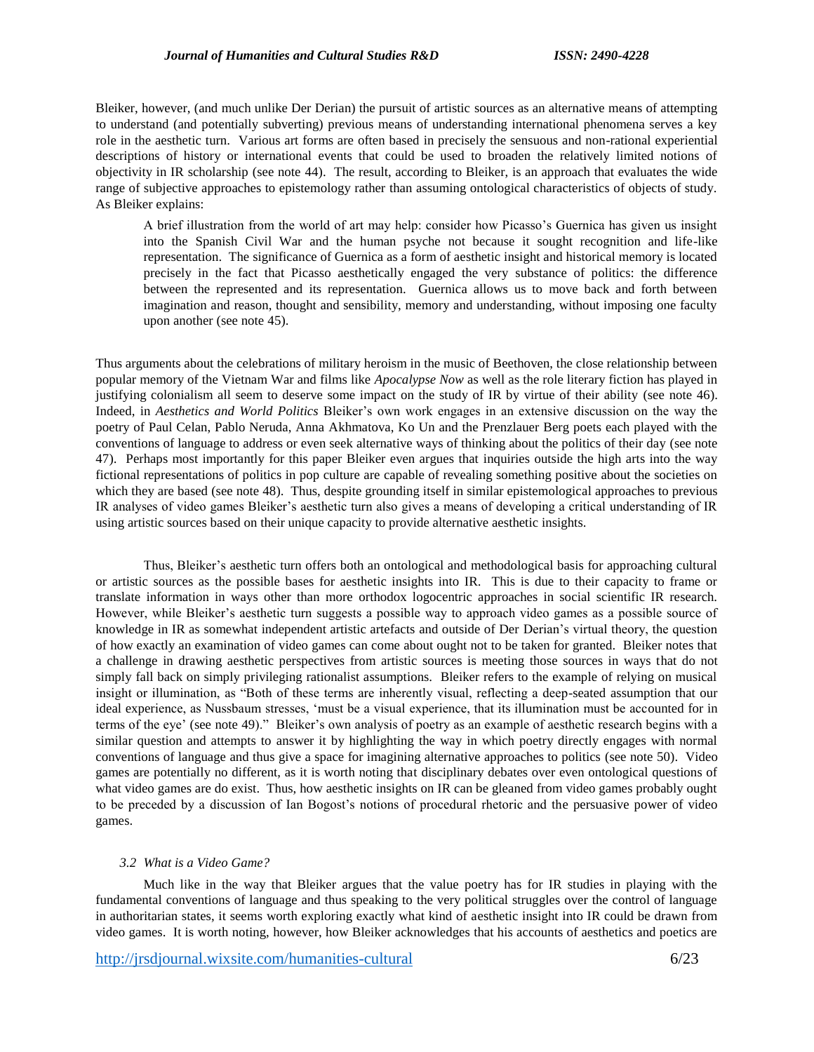Bleiker, however, (and much unlike Der Derian) the pursuit of artistic sources as an alternative means of attempting to understand (and potentially subverting) previous means of understanding international phenomena serves a key role in the aesthetic turn. Various art forms are often based in precisely the sensuous and non-rational experiential descriptions of history or international events that could be used to broaden the relatively limited notions of objectivity in IR scholarship (see note 44). The result, according to Bleiker, is an approach that evaluates the wide range of subjective approaches to epistemology rather than assuming ontological characteristics of objects of study. As Bleiker explains:

> A brief illustration from the world of art may help: consider how Picasso's Guernica has given us insight into the Spanish Civil War and the human psyche not because it sought recognition and life-like representation. The significance of Guernica as a form of aesthetic insight and historical memory is located precisely in the fact that Picasso aesthetically engaged the very substance of politics: the difference between the represented and its representation. Guernica allows us to move back and forth between imagination and reason, thought and sensibility, memory and understanding, without imposing one faculty upon another (see note 45).

Thus arguments about the celebrations of military heroism in the music of Beethoven, the close relationship between popular memory of the Vietnam War and films like *Apocalypse Now* as well as the role literary fiction has played in justifying colonialism all seem to deserve some impact on the study of IR by virtue of their ability (see note 46). Indeed, in *Aesthetics and World Politics* Bleiker's own work engages in an extensive discussion on the way the poetry of Paul Celan, Pablo Neruda, Anna Akhmatova, Ko Un and the Prenzlauer Berg poets each played with the conventions of language to address or even seek alternative ways of thinking about the politics of their day (see note 47). Perhaps most importantly for this paper Bleiker even argues that inquiries outside the high arts into the way fictional representations of politics in pop culture are capable of revealing something positive about the societies on which they are based (see note 48). Thus, despite grounding itself in similar epistemological approaches to previous IR analyses of video games Bleiker's aesthetic turn also gives a means of developing a critical understanding of IR using artistic sources based on their unique capacity to provide alternative aesthetic insights.

Thus, Bleiker's aesthetic turn offers both an ontological and methodological basis for approaching cultural or artistic sources as the possible bases for aesthetic insights into IR. This is due to their capacity to frame or translate information in ways other than more orthodox logocentric approaches in social scientific IR research. However, while Bleiker's aesthetic turn suggests a possible way to approach video games as a possible source of knowledge in IR as somewhat independent artistic artefacts and outside of Der Derian's virtual theory, the question of how exactly an examination of video games can come about ought not to be taken for granted. Bleiker notes that a challenge in drawing aesthetic perspectives from artistic sources is meeting those sources in ways that do not simply fall back on simply privileging rationalist assumptions. Bleiker refers to the example of relying on musical insight or illumination, as "Both of these terms are inherently visual, reflecting a deep-seated assumption that our ideal experience, as Nussbaum stresses, 'must be a visual experience, that its illumination must be accounted for in terms of the eye' (see note 49)." Bleiker's own analysis of poetry as an example of aesthetic research begins with a similar question and attempts to answer it by highlighting the way in which poetry directly engages with normal conventions of language and thus give a space for imagining alternative approaches to politics (see note 50). Video games are potentially no different, as it is worth noting that disciplinary debates over even ontological questions of what video games are do exist. Thus, how aesthetic insights on IR can be gleaned from video games probably ought to be preceded by a discussion of Ian Bogost's notions of procedural rhetoric and the persuasive power of video games.

### *3.2 What is a Video Game?*

Much like in the way that Bleiker argues that the value poetry has for IR studies in playing with the fundamental conventions of language and thus speaking to the very political struggles over the control of language in authoritarian states, it seems worth exploring exactly what kind of aesthetic insight into IR could be drawn from video games. It is worth noting, however, how Bleiker acknowledges that his accounts of aesthetics and poetics are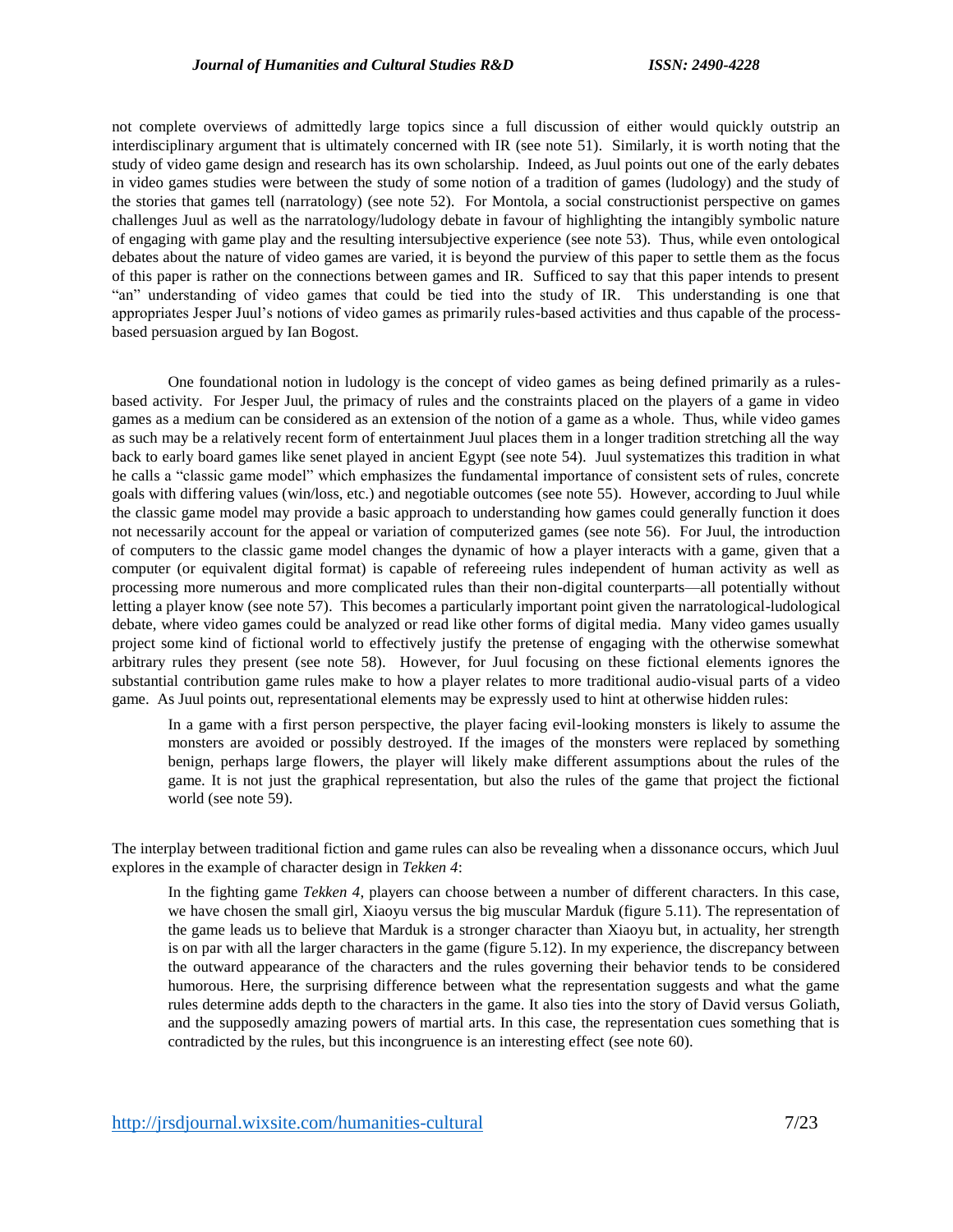not complete overviews of admittedly large topics since a full discussion of either would quickly outstrip an interdisciplinary argument that is ultimately concerned with IR (see note 51). Similarly, it is worth noting that the study of video game design and research has its own scholarship. Indeed, as Juul points out one of the early debates in video games studies were between the study of some notion of a tradition of games (ludology) and the study of the stories that games tell (narratology) (see note 52). For Montola, a social constructionist perspective on games challenges Juul as well as the narratology/ludology debate in favour of highlighting the intangibly symbolic nature of engaging with game play and the resulting intersubjective experience (see note 53). Thus, while even ontological debates about the nature of video games are varied, it is beyond the purview of this paper to settle them as the focus of this paper is rather on the connections between games and IR. Sufficed to say that this paper intends to present "an" understanding of video games that could be tied into the study of IR. This understanding is one that appropriates Jesper Juul's notions of video games as primarily rules-based activities and thus capable of the process-based persuasion argued by Ian Bogost.

One foundational notion in ludology is the concept of video games as being defined primarily as a rules-based activity. For Jesper Juul, the primacy of rules and the constraints placed on the players of a game in video games as a medium can be considered as an extension of the notion of a game as a whole. Thus, while video games as such may be a relatively recent form of entertainment Juul places them in a longer tradition stretching all the way back to early board games like senet played in ancient Egypt (see note 54). Juul systematizes this tradition in what he calls a "classic game model" which emphasizes the fundamental importance of consistent sets of rules, concrete goals with differing values (win/loss, etc.) and negotiable outcomes (see note 55). However, according to Juul while the classic game model may provide a basic approach to understanding how games could generally function it does not necessarily account for the appeal or variation of computerized games (see note 56). For Juul, the introduction of computers to the classic game model changes the dynamic of how a player interacts with a game, given that a computer (or equivalent digital format) is capable of refereeing rules independent of human activity as well as processing more numerous and more complicated rules than their non-digital counterparts—all potentially without letting a player know (see note 57). This becomes a particularly important point given the narratological-ludological debate, where video games could be analyzed or read like other forms of digital media. Many video games usually project some kind of fictional world to effectively justify the pretense of engaging with the otherwise somewhat arbitrary rules they present (see note 58). However, for Juul focusing on these fictional elements ignores the substantial contribution game rules make to how a player relates to more traditional audio-visual parts of a video game. As Juul points out, representational elements may be expressly used to hint at otherwise hidden rules:

> In a game with a first person perspective, the player facing evil-looking monsters is likely to assume the monsters are avoided or possibly destroyed. If the images of the monsters were replaced by something benign, perhaps large flowers, the player will likely make different assumptions about the rules of the game. It is not just the graphical representation, but also the rules of the game that project the fictional world (see note 59).

The interplay between traditional fiction and game rules can also be revealing when a dissonance occurs, which Juul explores in the example of character design in *Tekken 4*:

> In the fighting game *Tekken 4*, players can choose between a number of different characters. In this case, we have chosen the small girl, Xiaoyu versus the big muscular Marduk (figure 5.11). The representation of the game leads us to believe that Marduk is a stronger character than Xiaoyu but, in actuality, her strength is on par with all the larger characters in the game (figure 5.12). In my experience, the discrepancy between the outward appearance of the characters and the rules governing their behavior tends to be considered humorous. Here, the surprising difference between what the representation suggests and what the game rules determine adds depth to the characters in the game. It also ties into the story of David versus Goliath, and the supposedly amazing powers of martial arts. In this case, the representation cues something that is contradicted by the rules, but this incongruence is an interesting effect (see note 60).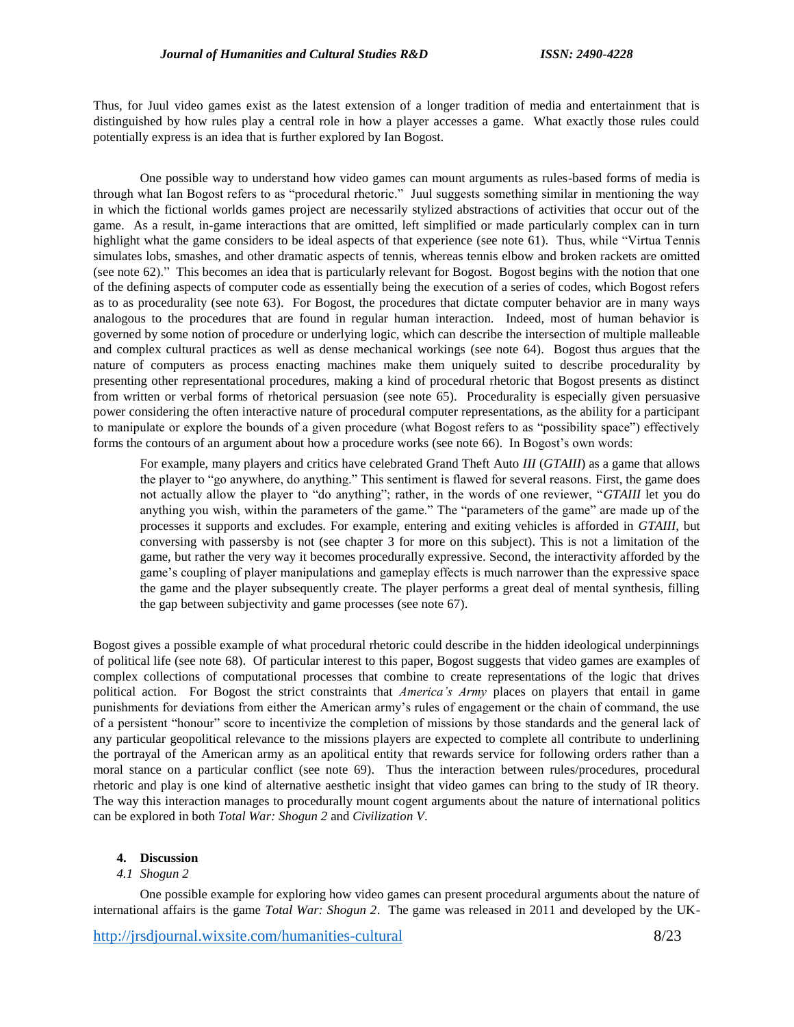Thus, for Juul video games exist as the latest extension of a longer tradition of media and entertainment that is distinguished by how rules play a central role in how a player accesses a game. What exactly those rules could potentially express is an idea that is further explored by Ian Bogost.

One possible way to understand how video games can mount arguments as rules-based forms of media is through what Ian Bogost refers to as "procedural rhetoric." Juul suggests something similar in mentioning the way in which the fictional worlds games project are necessarily stylized abstractions of activities that occur out of the game. As a result, in-game interactions that are omitted, left simplified or made particularly complex can in turn highlight what the game considers to be ideal aspects of that experience (see note 61). Thus, while "Virtua Tennis simulates lobs, smashes, and other dramatic aspects of tennis, whereas tennis elbow and broken rackets are omitted (see note 62)." This becomes an idea that is particularly relevant for Bogost. Bogost begins with the notion that one of the defining aspects of computer code as essentially being the execution of a series of codes, which Bogost refers as to as procedurality (see note 63). For Bogost, the procedures that dictate computer behavior are in many ways analogous to the procedures that are found in regular human interaction. Indeed, most of human behavior is governed by some notion of procedure or underlying logic, which can describe the intersection of multiple malleable and complex cultural practices as well as dense mechanical workings (see note 64). Bogost thus argues that the nature of computers as process enacting machines make them uniquely suited to describe procedurality by presenting other representational procedures, making a kind of procedural rhetoric that Bogost presents as distinct from written or verbal forms of rhetorical persuasion (see note 65). Procedurality is especially given persuasive power considering the often interactive nature of procedural computer representations, as the ability for a participant to manipulate or explore the bounds of a given procedure (what Bogost refers to as "possibility space") effectively forms the contours of an argument about how a procedure works (see note 66). In Bogost's own words:

> For example, many players and critics have celebrated Grand Theft Auto *III* (*GTAIII*) as a game that allows the player to "go anywhere, do anything." This sentiment is flawed for several reasons. First, the game does not actually allow the player to "do anything"; rather, in the words of one reviewer, "*GTAIII* let you do anything you wish, within the parameters of the game." The "parameters of the game" are made up of the processes it supports and excludes. For example, entering and exiting vehicles is afforded in *GTAIII*, but conversing with passersby is not (see chapter 3 for more on this subject). This is not a limitation of the game, but rather the very way it becomes procedurally expressive. Second, the interactivity afforded by the game's coupling of player manipulations and gameplay effects is much narrower than the expressive space the game and the player subsequently create. The player performs a great deal of mental synthesis, filling the gap between subjectivity and game processes (see note 67).

Bogost gives a possible example of what procedural rhetoric could describe in the hidden ideological underpinnings of political life (see note 68). Of particular interest to this paper, Bogost suggests that video games are examples of complex collections of computational processes that combine to create representations of the logic that drives political action. For Bogost the strict constraints that *America's Army* places on players that entail in game punishments for deviations from either the American army's rules of engagement or the chain of command, the use of a persistent "honour" score to incentivize the completion of missions by those standards and the general lack of any particular geopolitical relevance to the missions players are expected to complete all contribute to underlining the portrayal of the American army as an apolitical entity that rewards service for following orders rather than a moral stance on a particular conflict (see note 69). Thus the interaction between rules/procedures, procedural rhetoric and play is one kind of alternative aesthetic insight that video games can bring to the study of IR theory. The way this interaction manages to procedurally mount cogent arguments about the nature of international politics can be explored in both *Total War: Shogun 2* and *Civilization V*.

## 4. Discussion

### *4.1 Shogun 2*

One possible example for exploring how video games can present procedural arguments about the nature of international affairs is the game *Total War: Shogun 2*. The game was released in 2011 and developed by the UK-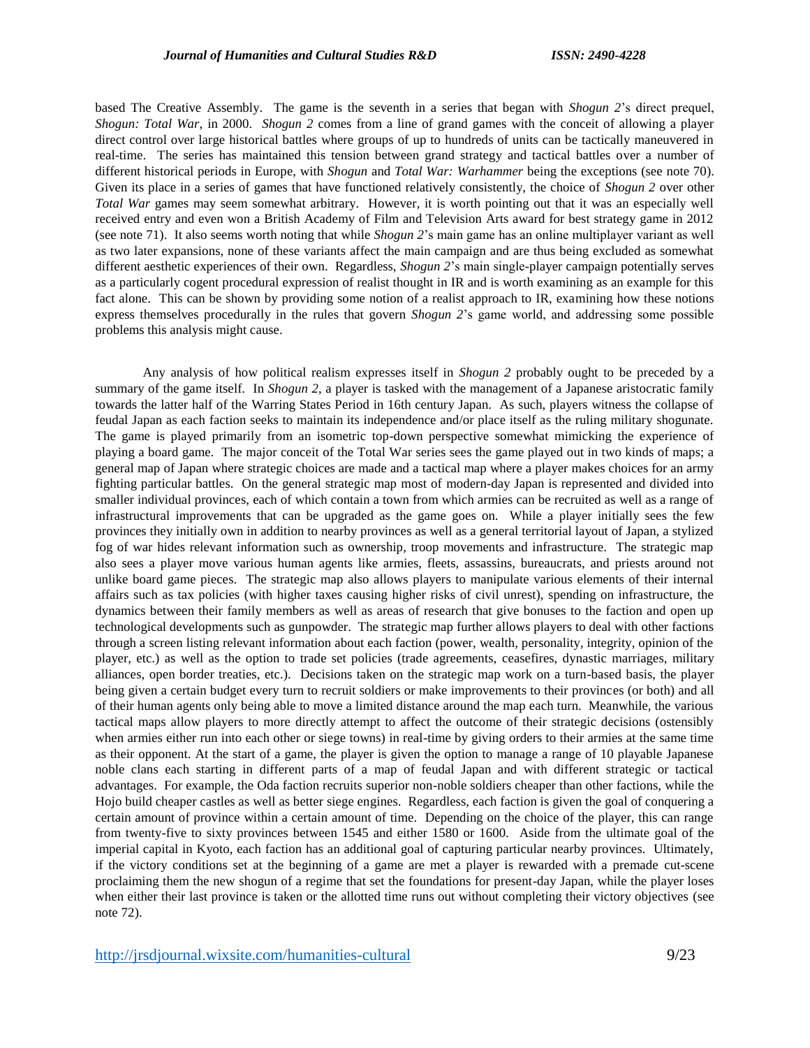based The Creative Assembly. The game is the seventh in a series that began with *Shogun 2*'s direct prequel, *Shogun: Total War*, in 2000. *Shogun 2* comes from a line of grand games with the conceit of allowing a player direct control over large historical battles where groups of up to hundreds of units can be tactically maneuvered in real-time. The series has maintained this tension between grand strategy and tactical battles over a number of different historical periods in Europe, with *Shogun* and *Total War: Warhammer* being the exceptions (see note 70). Given its place in a series of games that have functioned relatively consistently, the choice of *Shogun 2* over other *Total War* games may seem somewhat arbitrary. However, it is worth pointing out that it was an especially well received entry and even won a British Academy of Film and Television Arts award for best strategy game in 2012 (see note 71). It also seems worth noting that while *Shogun 2*'s main game has an online multiplayer variant as well as two later expansions, none of these variants affect the main campaign and are thus being excluded as somewhat different aesthetic experiences of their own. Regardless, *Shogun 2*'s main single-player campaign potentially serves as a particularly cogent procedural expression of realist thought in IR and is worth examining as an example for this fact alone. This can be shown by providing some notion of a realist approach to IR, examining how these notions express themselves procedurally in the rules that govern *Shogun 2*'s game world, and addressing some possible problems this analysis might cause.

Any analysis of how political realism expresses itself in *Shogun 2* probably ought to be preceded by a summary of the game itself. In *Shogun 2*, a player is tasked with the management of a Japanese aristocratic family towards the latter half of the Warring States Period in 16th century Japan. As such, players witness the collapse of feudal Japan as each faction seeks to maintain its independence and/or place itself as the ruling military shogunate. The game is played primarily from an isometric top-down perspective somewhat mimicking the experience of playing a board game. The major conceit of the Total War series sees the game played out in two kinds of maps; a general map of Japan where strategic choices are made and a tactical map where a player makes choices for an army fighting particular battles. On the general strategic map most of modern-day Japan is represented and divided into smaller individual provinces, each of which contain a town from which armies can be recruited as well as a range of infrastructural improvements that can be upgraded as the game goes on. While a player initially sees the few provinces they initially own in addition to nearby provinces as well as a general territorial layout of Japan, a stylized fog of war hides relevant information such as ownership, troop movements and infrastructure. The strategic map also sees a player move various human agents like armies, fleets, assassins, bureaucrats, and priests around not unlike board game pieces. The strategic map also allows players to manipulate various elements of their internal affairs such as tax policies (with higher taxes causing higher risks of civil unrest), spending on infrastructure, the dynamics between their family members as well as areas of research that give bonuses to the faction and open up technological developments such as gunpowder. The strategic map further allows players to deal with other factions through a screen listing relevant information about each faction (power, wealth, personality, integrity, opinion of the player, etc.) as well as the option to trade set policies (trade agreements, ceasefires, dynastic marriages, military alliances, open border treaties, etc.). Decisions taken on the strategic map work on a turn-based basis, the player being given a certain budget every turn to recruit soldiers or make improvements to their provinces (or both) and all of their human agents only being able to move a limited distance around the map each turn. Meanwhile, the various tactical maps allow players to more directly attempt to affect the outcome of their strategic decisions (ostensibly when armies either run into each other or siege towns) in real-time by giving orders to their armies at the same time as their opponent. At the start of a game, the player is given the option to manage a range of 10 playable Japanese noble clans each starting in different parts of a map of feudal Japan and with different strategic or tactical advantages. For example, the Oda faction recruits superior non-noble soldiers cheaper than other factions, while the Hojo build cheaper castles as well as better siege engines. Regardless, each faction is given the goal of conquering a certain amount of province within a certain amount of time. Depending on the choice of the player, this can range from twenty-five to sixty provinces between 1545 and either 1580 or 1600. Aside from the ultimate goal of the imperial capital in Kyoto, each faction has an additional goal of capturing particular nearby provinces. Ultimately, if the victory conditions set at the beginning of a game are met a player is rewarded with a premade cut-scene proclaiming them the new shogun of a regime that set the foundations for present-day Japan, while the player loses when either their last province is taken or the allotted time runs out without completing their victory objectives (see note 72).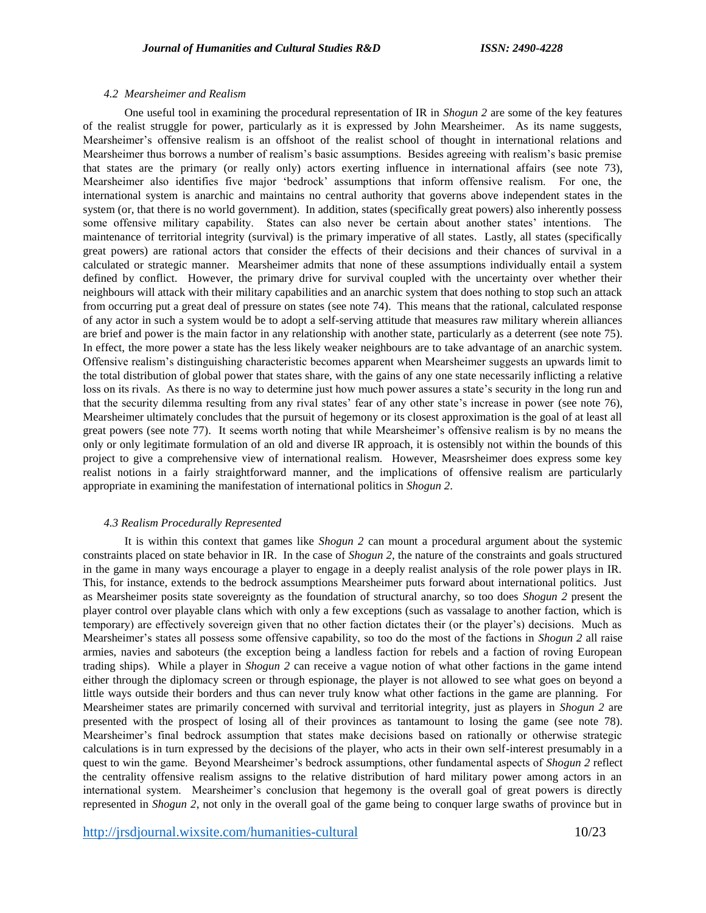### *4.2 Mearsheimer and Realism*

One useful tool in examining the procedural representation of IR in *Shogun 2* are some of the key features of the realist struggle for power, particularly as it is expressed by John Mearsheimer. As its name suggests, Mearsheimer's offensive realism is an offshoot of the realist school of thought in international relations and Mearsheimer thus borrows a number of realism's basic assumptions. Besides agreeing with realism's basic premise that states are the primary (or really only) actors exerting influence in international affairs (see note 73), Mearsheimer also identifies five major 'bedrock' assumptions that inform offensive realism. For one, the international system is anarchic and maintains no central authority that governs above independent states in the system (or, that there is no world government). In addition, states (specifically great powers) also inherently possess some offensive military capability. States can also never be certain about another states' intentions. The maintenance of territorial integrity (survival) is the primary imperative of all states. Lastly, all states (specifically great powers) are rational actors that consider the effects of their decisions and their chances of survival in a calculated or strategic manner. Mearsheimer admits that none of these assumptions individually entail a system defined by conflict. However, the primary drive for survival coupled with the uncertainty over whether their neighbours will attack with their military capabilities and an anarchic system that does nothing to stop such an attack from occurring put a great deal of pressure on states (see note 74). This means that the rational, calculated response of any actor in such a system would be to adopt a self-serving attitude that measures raw military wherein alliances are brief and power is the main factor in any relationship with another state, particularly as a deterrent (see note 75). In effect, the more power a state has the less likely weaker neighbours are to take advantage of an anarchic system. Offensive realism's distinguishing characteristic becomes apparent when Mearsheimer suggests an upwards limit to the total distribution of global power that states share, with the gains of any one state necessarily inflicting a relative loss on its rivals. As there is no way to determine just how much power assures a state's security in the long run and that the security dilemma resulting from any rival states' fear of any other state's increase in power (see note 76), Mearsheimer ultimately concludes that the pursuit of hegemony or its closest approximation is the goal of at least all great powers (see note 77). It seems worth noting that while Mearsheimer's offensive realism is by no means the only or only legitimate formulation of an old and diverse IR approach, it is ostensibly not within the bounds of this project to give a comprehensive view of international realism. However, Measrsheimer does express some key realist notions in a fairly straightforward manner, and the implications of offensive realism are particularly appropriate in examining the manifestation of international politics in *Shogun 2*.

### *4.3 Realism Procedurally Represented*

It is within this context that games like *Shogun 2* can mount a procedural argument about the systemic constraints placed on state behavior in IR. In the case of *Shogun 2*, the nature of the constraints and goals structured in the game in many ways encourage a player to engage in a deeply realist analysis of the role power plays in IR. This, for instance, extends to the bedrock assumptions Mearsheimer puts forward about international politics. Just as Mearsheimer posits state sovereignty as the foundation of structural anarchy, so too does *Shogun 2* present the player control over playable clans which with only a few exceptions (such as vassalage to another faction, which is temporary) are effectively sovereign given that no other faction dictates their (or the player's) decisions. Much as Mearsheimer's states all possess some offensive capability, so too do the most of the factions in *Shogun 2* all raise armies, navies and saboteurs (the exception being a landless faction for rebels and a faction of roving European trading ships). While a player in *Shogun 2* can receive a vague notion of what other factions in the game intend either through the diplomacy screen or through espionage, the player is not allowed to see what goes on beyond a little ways outside their borders and thus can never truly know what other factions in the game are planning. For Mearsheimer states are primarily concerned with survival and territorial integrity, just as players in *Shogun 2* are presented with the prospect of losing all of their provinces as tantamount to losing the game (see note 78). Mearsheimer's final bedrock assumption that states make decisions based on rationally or otherwise strategic calculations is in turn expressed by the decisions of the player, who acts in their own self-interest presumably in a quest to win the game. Beyond Mearsheimer's bedrock assumptions, other fundamental aspects of *Shogun 2* reflect the centrality offensive realism assigns to the relative distribution of hard military power among actors in an international system. Mearsheimer's conclusion that hegemony is the overall goal of great powers is directly represented in *Shogun 2*, not only in the overall goal of the game being to conquer large swaths of province but in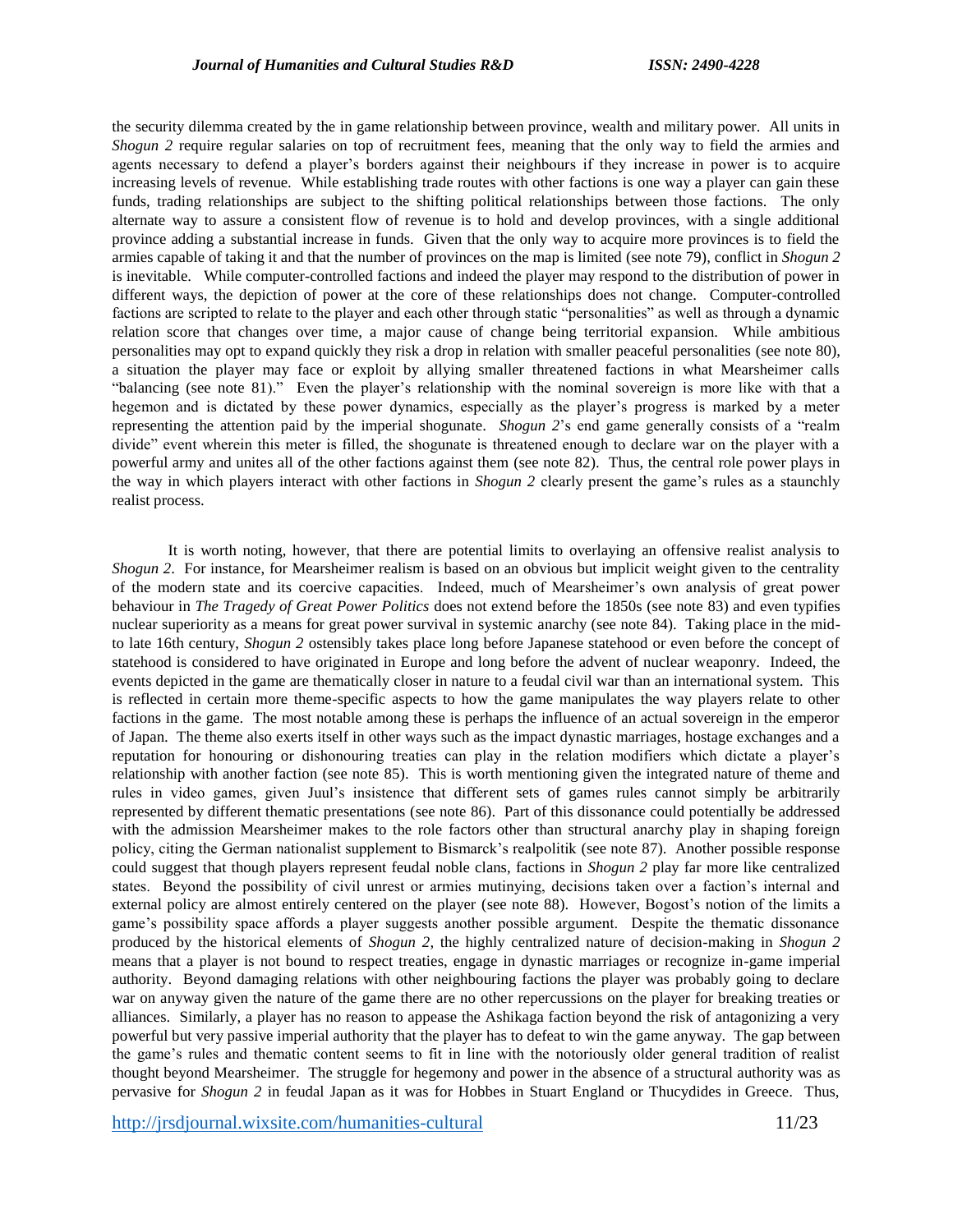the security dilemma created by the in game relationship between province, wealth and military power. All units in *Shogun 2* require regular salaries on top of recruitment fees, meaning that the only way to field the armies and agents necessary to defend a player's borders against their neighbours if they increase in power is to acquire increasing levels of revenue. While establishing trade routes with other factions is one way a player can gain these funds, trading relationships are subject to the shifting political relationships between those factions. The only alternate way to assure a consistent flow of revenue is to hold and develop provinces, with a single additional province adding a substantial increase in funds. Given that the only way to acquire more provinces is to field the armies capable of taking it and that the number of provinces on the map is limited (see note 79), conflict in *Shogun 2* is inevitable. While computer-controlled factions and indeed the player may respond to the distribution of power in different ways, the depiction of power at the core of these relationships does not change. Computer-controlled factions are scripted to relate to the player and each other through static "personalities" as well as through a dynamic relation score that changes over time, a major cause of change being territorial expansion. While ambitious personalities may opt to expand quickly they risk a drop in relation with smaller peaceful personalities (see note 80), a situation the player may face or exploit by allying smaller threatened factions in what Mearsheimer calls "balancing (see note 81)." Even the player's relationship with the nominal sovereign is more like with that a hegemon and is dictated by these power dynamics, especially as the player's progress is marked by a meter representing the attention paid by the imperial shogunate. *Shogun 2*'s end game generally consists of a "realm divide" event wherein this meter is filled, the shogunate is threatened enough to declare war on the player with a powerful army and unites all of the other factions against them (see note 82). Thus, the central role power plays in the way in which players interact with other factions in *Shogun 2* clearly present the game's rules as a staunchly realist process.

It is worth noting, however, that there are potential limits to overlaying an offensive realist analysis to *Shogun 2*. For instance, for Mearsheimer realism is based on an obvious but implicit weight given to the centrality of the modern state and its coercive capacities. Indeed, much of Mearsheimer's own analysis of great power behaviour in *The Tragedy of Great Power Politics* does not extend before the 1850s (see note 83) and even typifies nuclear superiority as a means for great power survival in systemic anarchy (see note 84). Taking place in the mid- to late 16th century, *Shogun 2* ostensibly takes place long before Japanese statehood or even before the concept of statehood is considered to have originated in Europe and long before the advent of nuclear weaponry. Indeed, the events depicted in the game are thematically closer in nature to a feudal civil war than an international system. This is reflected in certain more theme-specific aspects to how the game manipulates the way players relate to other factions in the game. The most notable among these is perhaps the influence of an actual sovereign in the emperor of Japan. The theme also exerts itself in other ways such as the impact dynastic marriages, hostage exchanges and a reputation for honouring or dishonouring treaties can play in the relation modifiers which dictate a player's relationship with another faction (see note 85). This is worth mentioning given the integrated nature of theme and rules in video games, given Juul's insistence that different sets of games rules cannot simply be arbitrarily represented by different thematic presentations (see note 86). Part of this dissonance could potentially be addressed with the admission Mearsheimer makes to the role factors other than structural anarchy play in shaping foreign policy, citing the German nationalist supplement to Bismarck's realpolitik (see note 87). Another possible response could suggest that though players represent feudal noble clans, factions in *Shogun 2* play far more like centralized states. Beyond the possibility of civil unrest or armies mutinying, decisions taken over a faction's internal and external policy are almost entirely centered on the player (see note 88). However, Bogost's notion of the limits a game's possibility space affords a player suggests another possible argument. Despite the thematic dissonance produced by the historical elements of *Shogun 2*, the highly centralized nature of decision-making in *Shogun 2* means that a player is not bound to respect treaties, engage in dynastic marriages or recognize in-game imperial authority. Beyond damaging relations with other neighbouring factions the player was probably going to declare war on anyway given the nature of the game there are no other repercussions on the player for breaking treaties or alliances. Similarly, a player has no reason to appease the Ashikaga faction beyond the risk of antagonizing a very powerful but very passive imperial authority that the player has to defeat to win the game anyway. The gap between the game's rules and thematic content seems to fit in line with the notoriously older general tradition of realist thought beyond Mearsheimer. The struggle for hegemony and power in the absence of a structural authority was as pervasive for *Shogun 2* in feudal Japan as it was for Hobbes in Stuart England or Thucydides in Greece. Thus,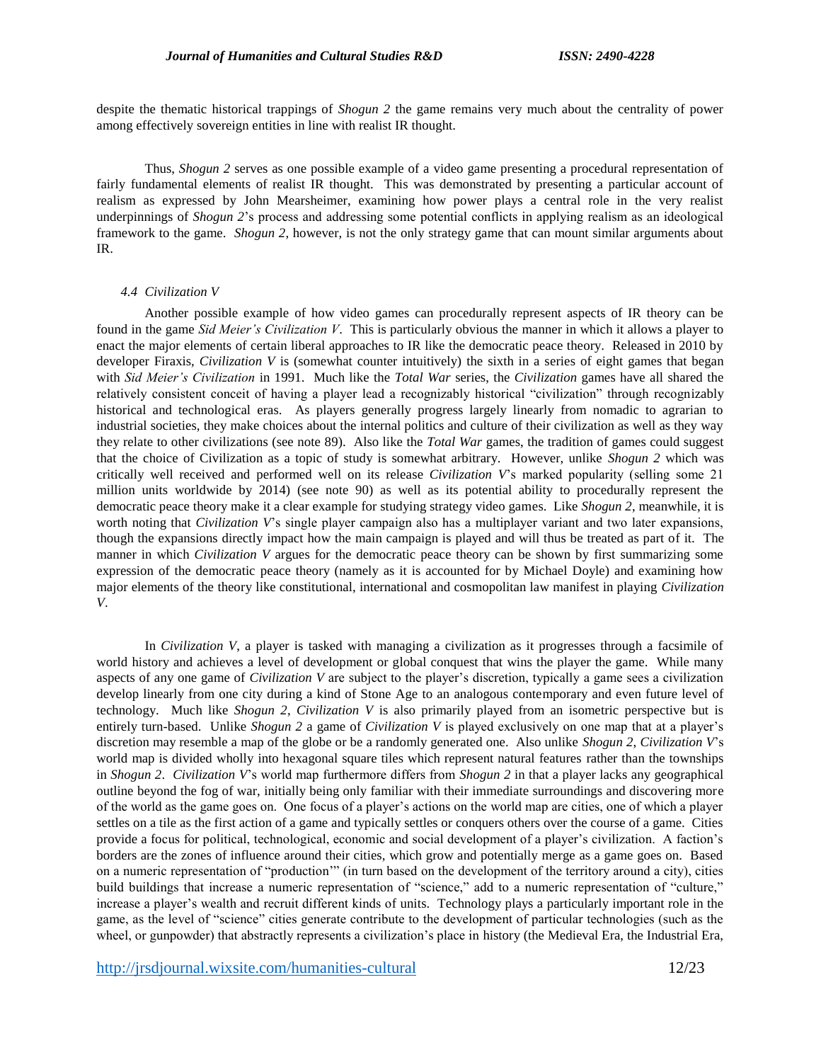despite the thematic historical trappings of *Shogun 2* the game remains very much about the centrality of power among effectively sovereign entities in line with realist IR thought.

Thus, *Shogun 2* serves as one possible example of a video game presenting a procedural representation of fairly fundamental elements of realist IR thought. This was demonstrated by presenting a particular account of realism as expressed by John Mearsheimer, examining how power plays a central role in the very realist underpinnings of *Shogun 2*'s process and addressing some potential conflicts in applying realism as an ideological framework to the game. *Shogun 2*, however, is not the only strategy game that can mount similar arguments about IR.

### *4.4 Civilization V*

Another possible example of how video games can procedurally represent aspects of IR theory can be found in the game *Sid Meier's Civilization V*. This is particularly obvious the manner in which it allows a player to enact the major elements of certain liberal approaches to IR like the democratic peace theory. Released in 2010 by developer Firaxis, *Civilization V* is (somewhat counter intuitively) the sixth in a series of eight games that began with *Sid Meier's Civilization* in 1991. Much like the *Total War* series, the *Civilization* games have all shared the relatively consistent conceit of having a player lead a recognizably historical "civilization" through recognizably historical and technological eras. As players generally progress largely linearly from nomadic to agrarian to industrial societies, they make choices about the internal politics and culture of their civilization as well as they way they relate to other civilizations (see note 89). Also like the *Total War* games, the tradition of games could suggest that the choice of Civilization as a topic of study is somewhat arbitrary. However, unlike *Shogun 2* which was critically well received and performed well on its release *Civilization V*'s marked popularity (selling some 21 million units worldwide by 2014) (see note 90) as well as its potential ability to procedurally represent the democratic peace theory make it a clear example for studying strategy video games. Like *Shogun 2*, meanwhile, it is worth noting that *Civilization V*'s single player campaign also has a multiplayer variant and two later expansions, though the expansions directly impact how the main campaign is played and will thus be treated as part of it. The manner in which *Civilization V* argues for the democratic peace theory can be shown by first summarizing some expression of the democratic peace theory (namely as it is accounted for by Michael Doyle) and examining how major elements of the theory like constitutional, international and cosmopolitan law manifest in playing *Civilization V*.

In *Civilization V*, a player is tasked with managing a civilization as it progresses through a facsimile of world history and achieves a level of development or global conquest that wins the player the game. While many aspects of any one game of *Civilization V* are subject to the player's discretion, typically a game sees a civilization develop linearly from one city during a kind of Stone Age to an analogous contemporary and even future level of technology. Much like *Shogun 2*, *Civilization V* is also primarily played from an isometric perspective but is entirely turn-based. Unlike *Shogun 2* a game of *Civilization V* is played exclusively on one map that at a player's discretion may resemble a map of the globe or be a randomly generated one. Also unlike *Shogun 2*, *Civilization V*'s world map is divided wholly into hexagonal square tiles which represent natural features rather than the townships in *Shogun 2*. *Civilization V*'s world map furthermore differs from *Shogun 2* in that a player lacks any geographical outline beyond the fog of war, initially being only familiar with their immediate surroundings and discovering more of the world as the game goes on. One focus of a player's actions on the world map are cities, one of which a player settles on a tile as the first action of a game and typically settles or conquers others over the course of a game. Cities provide a focus for political, technological, economic and social development of a player's civilization. A faction's borders are the zones of influence around their cities, which grow and potentially merge as a game goes on. Based on a numeric representation of "production'" (in turn based on the development of the territory around a city), cities build buildings that increase a numeric representation of "science," add to a numeric representation of "culture," increase a player's wealth and recruit different kinds of units. Technology plays a particularly important role in the game, as the level of "science" cities generate contribute to the development of particular technologies (such as the wheel, or gunpowder) that abstractly represents a civilization's place in history (the Medieval Era, the Industrial Era,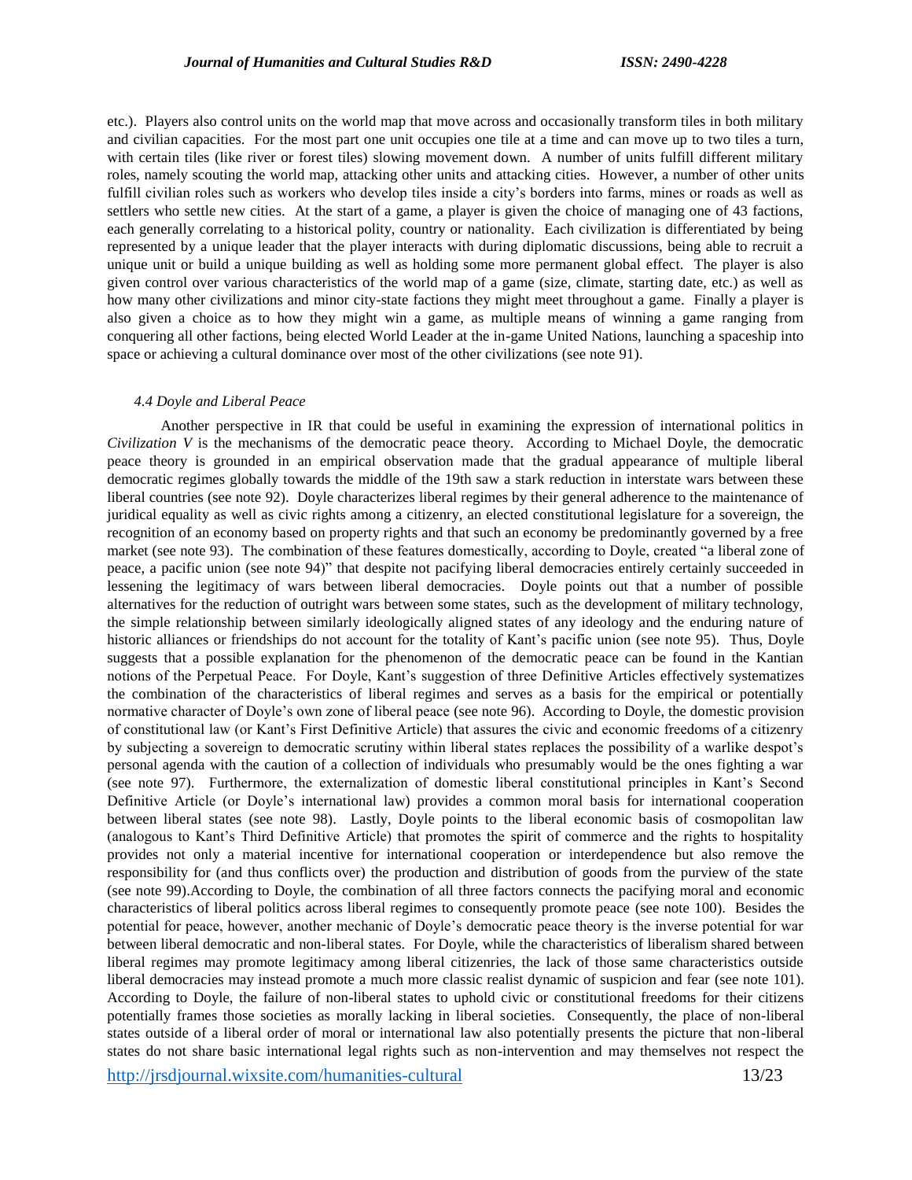etc.). Players also control units on the world map that move across and occasionally transform tiles in both military and civilian capacities. For the most part one unit occupies one tile at a time and can move up to two tiles a turn, with certain tiles (like river or forest tiles) slowing movement down. A number of units fulfill different military roles, namely scouting the world map, attacking other units and attacking cities. However, a number of other units fulfill civilian roles such as workers who develop tiles inside a city's borders into farms, mines or roads as well as settlers who settle new cities. At the start of a game, a player is given the choice of managing one of 43 factions, each generally correlating to a historical polity, country or nationality. Each civilization is differentiated by being represented by a unique leader that the player interacts with during diplomatic discussions, being able to recruit a unique unit or build a unique building as well as holding some more permanent global effect. The player is also given control over various characteristics of the world map of a game (size, climate, starting date, etc.) as well as how many other civilizations and minor city-state factions they might meet throughout a game. Finally a player is also given a choice as to how they might win a game, as multiple means of winning a game ranging from conquering all other factions, being elected World Leader at the in-game United Nations, launching a spaceship into space or achieving a cultural dominance over most of the other civilizations (see note 91).

### *4.4 Doyle and Liberal Peace*

Another perspective in IR that could be useful in examining the expression of international politics in *Civilization V* is the mechanisms of the democratic peace theory. According to Michael Doyle, the democratic peace theory is grounded in an empirical observation made that the gradual appearance of multiple liberal democratic regimes globally towards the middle of the 19th saw a stark reduction in interstate wars between these liberal countries (see note 92). Doyle characterizes liberal regimes by their general adherence to the maintenance of juridical equality as well as civic rights among a citizenry, an elected constitutional legislature for a sovereign, the recognition of an economy based on property rights and that such an economy be predominantly governed by a free market (see note 93). The combination of these features domestically, according to Doyle, created "a liberal zone of peace, a pacific union (see note 94)" that despite not pacifying liberal democracies entirely certainly succeeded in lessening the legitimacy of wars between liberal democracies. Doyle points out that a number of possible alternatives for the reduction of outright wars between some states, such as the development of military technology, the simple relationship between similarly ideologically aligned states of any ideology and the enduring nature of historic alliances or friendships do not account for the totality of Kant's pacific union (see note 95). Thus, Doyle suggests that a possible explanation for the phenomenon of the democratic peace can be found in the Kantian notions of the Perpetual Peace. For Doyle, Kant's suggestion of three Definitive Articles effectively systematizes the combination of the characteristics of liberal regimes and serves as a basis for the empirical or potentially normative character of Doyle's own zone of liberal peace (see note 96). According to Doyle, the domestic provision of constitutional law (or Kant's First Definitive Article) that assures the civic and economic freedoms of a citizenry by subjecting a sovereign to democratic scrutiny within liberal states replaces the possibility of a warlike despot's personal agenda with the caution of a collection of individuals who presumably would be the ones fighting a war (see note 97). Furthermore, the externalization of domestic liberal constitutional principles in Kant's Second Definitive Article (or Doyle's international law) provides a common moral basis for international cooperation between liberal states (see note 98). Lastly, Doyle points to the liberal economic basis of cosmopolitan law (analogous to Kant's Third Definitive Article) that promotes the spirit of commerce and the rights to hospitality provides not only a material incentive for international cooperation or interdependence but also remove the responsibility for (and thus conflicts over) the production and distribution of goods from the purview of the state (see note 99).According to Doyle, the combination of all three factors connects the pacifying moral and economic characteristics of liberal politics across liberal regimes to consequently promote peace (see note 100). Besides the potential for peace, however, another mechanic of Doyle's democratic peace theory is the inverse potential for war between liberal democratic and non-liberal states. For Doyle, while the characteristics of liberalism shared between liberal regimes may promote legitimacy among liberal citizenries, the lack of those same characteristics outside liberal democracies may instead promote a much more classic realist dynamic of suspicion and fear (see note 101). According to Doyle, the failure of non-liberal states to uphold civic or constitutional freedoms for their citizens potentially frames those societies as morally lacking in liberal societies. Consequently, the place of non-liberal states outside of a liberal order of moral or international law also potentially presents the picture that non-liberal states do not share basic international legal rights such as non-intervention and may themselves not respect the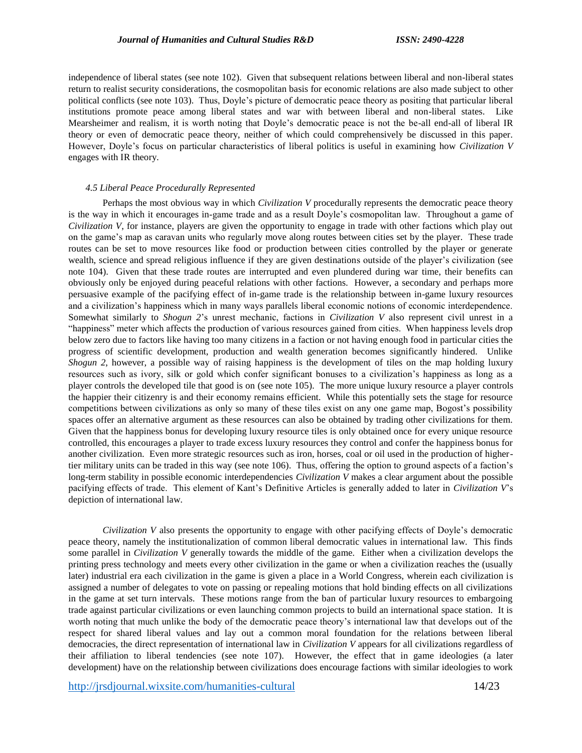independence of liberal states (see note 102). Given that subsequent relations between liberal and non-liberal states return to realist security considerations, the cosmopolitan basis for economic relations are also made subject to other political conflicts (see note 103). Thus, Doyle's picture of democratic peace theory as positing that particular liberal institutions promote peace among liberal states and war with between liberal and non-liberal states. Like Mearsheimer and realism, it is worth noting that Doyle's democratic peace is not the be-all end-all of liberal IR theory or even of democratic peace theory, neither of which could comprehensively be discussed in this paper. However, Doyle's focus on particular characteristics of liberal politics is useful in examining how *Civilization V* engages with IR theory.

#### *4.5 Liberal Peace Procedurally Represented*

Perhaps the most obvious way in which *Civilization V* procedurally represents the democratic peace theory is the way in which it encourages in-game trade and as a result Doyle's cosmopolitan law. Throughout a game of *Civilization V*, for instance, players are given the opportunity to engage in trade with other factions which play out on the game's map as caravan units who regularly move along routes between cities set by the player. These trade routes can be set to move resources like food or production between cities controlled by the player or generate wealth, science and spread religious influence if they are given destinations outside of the player's civilization (see note 104). Given that these trade routes are interrupted and even plundered during war time, their benefits can obviously only be enjoyed during peaceful relations with other factions. However, a secondary and perhaps more persuasive example of the pacifying effect of in-game trade is the relationship between in-game luxury resources and a civilization's happiness which in many ways parallels liberal economic notions of economic interdependence. Somewhat similarly to *Shogun 2*'s unrest mechanic, factions in *Civilization V* also represent civil unrest in a "happiness" meter which affects the production of various resources gained from cities. When happiness levels drop below zero due to factors like having too many citizens in a faction or not having enough food in particular cities the progress of scientific development, production and wealth generation becomes significantly hindered. Unlike *Shogun 2*, however, a possible way of raising happiness is the development of tiles on the map holding luxury resources such as ivory, silk or gold which confer significant bonuses to a civilization's happiness as long as a player controls the developed tile that good is on (see note 105). The more unique luxury resource a player controls the happier their citizenry is and their economy remains efficient. While this potentially sets the stage for resource competitions between civilizations as only so many of these tiles exist on any one game map, Bogost's possibility spaces offer an alternative argument as these resources can also be obtained by trading other civilizations for them. Given that the happiness bonus for developing luxury resource tiles is only obtained once for every unique resource controlled, this encourages a player to trade excess luxury resources they control and confer the happiness bonus for another civilization. Even more strategic resources such as iron, horses, coal or oil used in the production of higher-tier military units can be traded in this way (see note 106). Thus, offering the option to ground aspects of a faction's long-term stability in possible economic interdependencies *Civilization V* makes a clear argument about the possible pacifying effects of trade. This element of Kant's Definitive Articles is generally added to later in *Civilization V*'s depiction of international law.

*Civilization V* also presents the opportunity to engage with other pacifying effects of Doyle's democratic peace theory, namely the institutionalization of common liberal democratic values in international law. This finds some parallel in *Civilization V* generally towards the middle of the game. Either when a civilization develops the printing press technology and meets every other civilization in the game or when a civilization reaches the (usually later) industrial era each civilization in the game is given a place in a World Congress, wherein each civilization is assigned a number of delegates to vote on passing or repealing motions that hold binding effects on all civilizations in the game at set turn intervals. These motions range from the ban of particular luxury resources to embargoing trade against particular civilizations or even launching common projects to build an international space station. It is worth noting that much unlike the body of the democratic peace theory's international law that develops out of the respect for shared liberal values and lay out a common moral foundation for the relations between liberal democracies, the direct representation of international law in *Civilization V* appears for all civilizations regardless of their affiliation to liberal tendencies (see note 107). However, the effect that in game ideologies (a later development) have on the relationship between civilizations does encourage factions with similar ideologies to work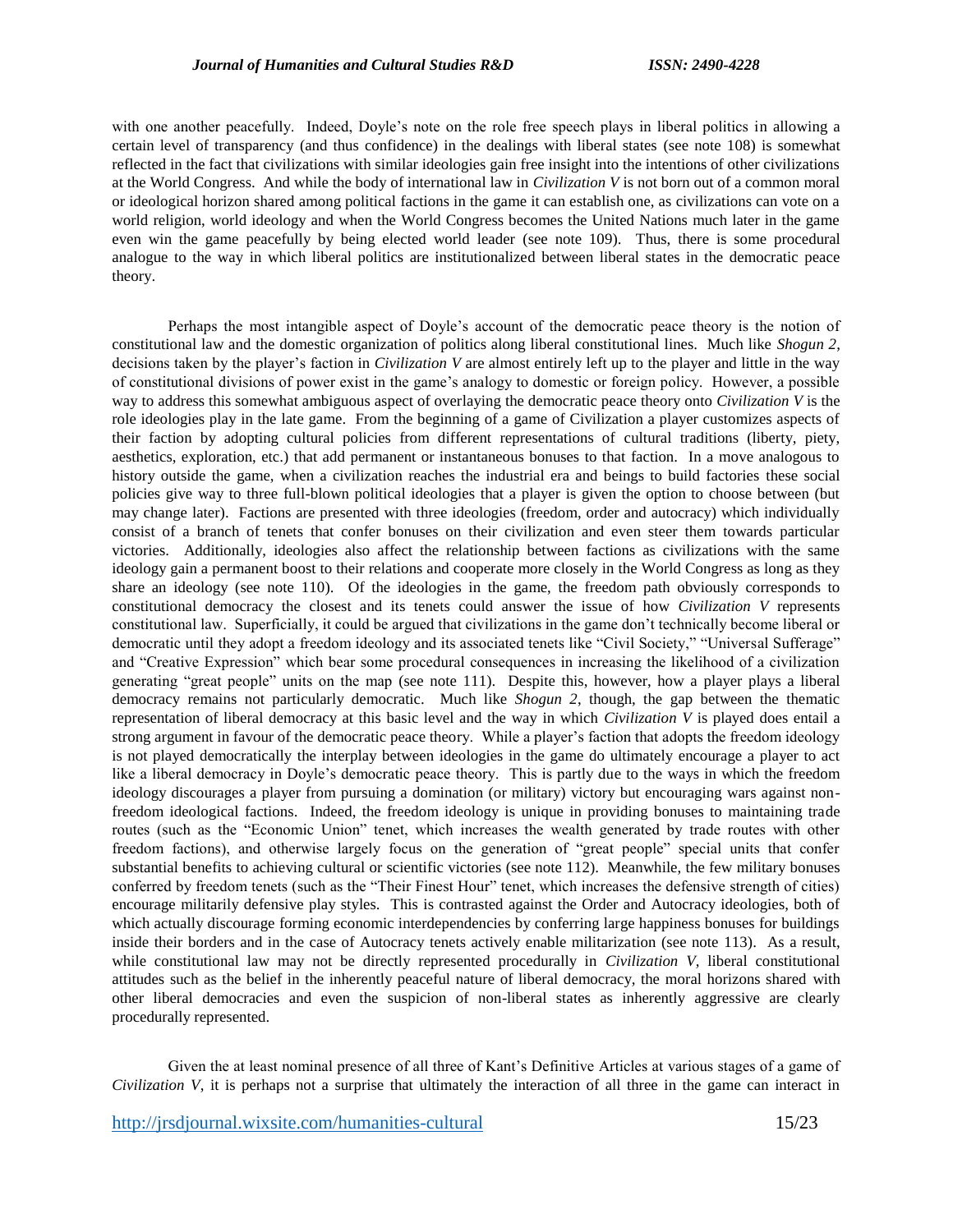with one another peacefully. Indeed, Doyle's note on the role free speech plays in liberal politics in allowing a certain level of transparency (and thus confidence) in the dealings with liberal states (see note 108) is somewhat reflected in the fact that civilizations with similar ideologies gain free insight into the intentions of other civilizations at the World Congress. And while the body of international law in *Civilization V* is not born out of a common moral or ideological horizon shared among political factions in the game it can establish one, as civilizations can vote on a world religion, world ideology and when the World Congress becomes the United Nations much later in the game even win the game peacefully by being elected world leader (see note 109). Thus, there is some procedural analogue to the way in which liberal politics are institutionalized between liberal states in the democratic peace theory.

Perhaps the most intangible aspect of Doyle's account of the democratic peace theory is the notion of constitutional law and the domestic organization of politics along liberal constitutional lines. Much like *Shogun 2*, decisions taken by the player's faction in *Civilization V* are almost entirely left up to the player and little in the way of constitutional divisions of power exist in the game's analogy to domestic or foreign policy. However, a possible way to address this somewhat ambiguous aspect of overlaying the democratic peace theory onto *Civilization V* is the role ideologies play in the late game. From the beginning of a game of Civilization a player customizes aspects of their faction by adopting cultural policies from different representations of cultural traditions (liberty, piety, aesthetics, exploration, etc.) that add permanent or instantaneous bonuses to that faction. In a move analogous to history outside the game, when a civilization reaches the industrial era and beings to build factories these social policies give way to three full-blown political ideologies that a player is given the option to choose between (but may change later). Factions are presented with three ideologies (freedom, order and autocracy) which individually consist of a branch of tenets that confer bonuses on their civilization and even steer them towards particular victories. Additionally, ideologies also affect the relationship between factions as civilizations with the same ideology gain a permanent boost to their relations and cooperate more closely in the World Congress as long as they share an ideology (see note 110). Of the ideologies in the game, the freedom path obviously corresponds to constitutional democracy the closest and its tenets could answer the issue of how *Civilization V* represents constitutional law. Superficially, it could be argued that civilizations in the game don't technically become liberal or democratic until they adopt a freedom ideology and its associated tenets like "Civil Society," "Universal Sufferage" and "Creative Expression" which bear some procedural consequences in increasing the likelihood of a civilization generating "great people" units on the map (see note 111). Despite this, however, how a player plays a liberal democracy remains not particularly democratic. Much like *Shogun 2*, though, the gap between the thematic representation of liberal democracy at this basic level and the way in which *Civilization V* is played does entail a strong argument in favour of the democratic peace theory. While a player's faction that adopts the freedom ideology is not played democratically the interplay between ideologies in the game do ultimately encourage a player to act like a liberal democracy in Doyle's democratic peace theory. This is partly due to the ways in which the freedom ideology discourages a player from pursuing a domination (or military) victory but encouraging wars against non-freedom ideological factions. Indeed, the freedom ideology is unique in providing bonuses to maintaining trade routes (such as the "Economic Union" tenet, which increases the wealth generated by trade routes with other freedom factions), and otherwise largely focus on the generation of "great people" special units that confer substantial benefits to achieving cultural or scientific victories (see note 112). Meanwhile, the few military bonuses conferred by freedom tenets (such as the "Their Finest Hour" tenet, which increases the defensive strength of cities) encourage militarily defensive play styles. This is contrasted against the Order and Autocracy ideologies, both of which actually discourage forming economic interdependencies by conferring large happiness bonuses for buildings inside their borders and in the case of Autocracy tenets actively enable militarization (see note 113). As a result, while constitutional law may not be directly represented procedurally in *Civilization V*, liberal constitutional attitudes such as the belief in the inherently peaceful nature of liberal democracy, the moral horizons shared with other liberal democracies and even the suspicion of non-liberal states as inherently aggressive are clearly procedurally represented.

Given the at least nominal presence of all three of Kant's Definitive Articles at various stages of a game of *Civilization V*, it is perhaps not a surprise that ultimately the interaction of all three in the game can interact in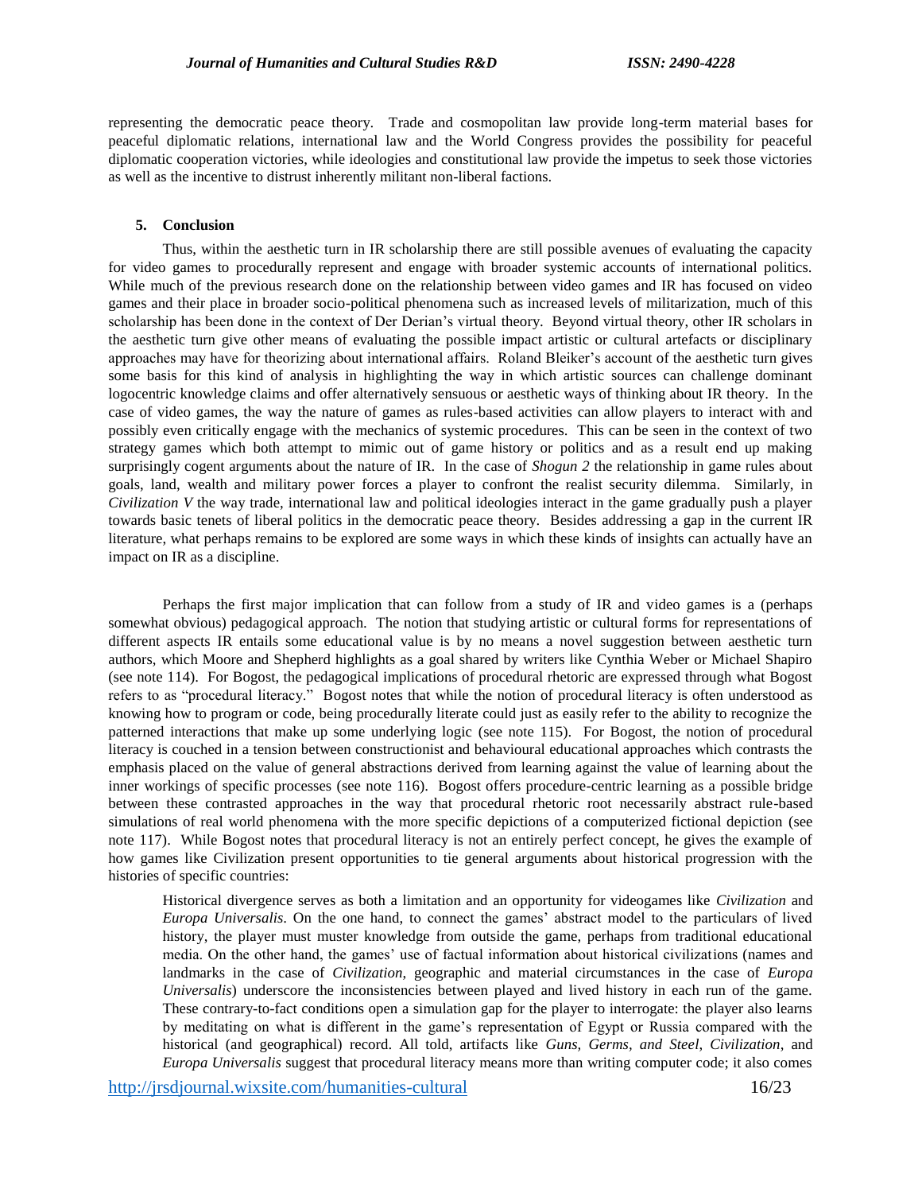representing the democratic peace theory. Trade and cosmopolitan law provide long-term material bases for peaceful diplomatic relations, international law and the World Congress provides the possibility for peaceful diplomatic cooperation victories, while ideologies and constitutional law provide the impetus to seek those victories as well as the incentive to distrust inherently militant non-liberal factions.

## 5. Conclusion

Thus, within the aesthetic turn in IR scholarship there are still possible avenues of evaluating the capacity for video games to procedurally represent and engage with broader systemic accounts of international politics. While much of the previous research done on the relationship between video games and IR has focused on video games and their place in broader socio-political phenomena such as increased levels of militarization, much of this scholarship has been done in the context of Der Derian's virtual theory. Beyond virtual theory, other IR scholars in the aesthetic turn give other means of evaluating the possible impact artistic or cultural artefacts or disciplinary approaches may have for theorizing about international affairs. Roland Bleiker's account of the aesthetic turn gives some basis for this kind of analysis in highlighting the way in which artistic sources can challenge dominant logocentric knowledge claims and offer alternatively sensuous or aesthetic ways of thinking about IR theory. In the case of video games, the way the nature of games as rules-based activities can allow players to interact with and possibly even critically engage with the mechanics of systemic procedures. This can be seen in the context of two strategy games which both attempt to mimic out of game history or politics and as a result end up making surprisingly cogent arguments about the nature of IR. In the case of *Shogun 2* the relationship in game rules about goals, land, wealth and military power forces a player to confront the realist security dilemma. Similarly, in *Civilization V* the way trade, international law and political ideologies interact in the game gradually push a player towards basic tenets of liberal politics in the democratic peace theory. Besides addressing a gap in the current IR literature, what perhaps remains to be explored are some ways in which these kinds of insights can actually have an impact on IR as a discipline.

Perhaps the first major implication that can follow from a study of IR and video games is a (perhaps somewhat obvious) pedagogical approach. The notion that studying artistic or cultural forms for representations of different aspects IR entails some educational value is by no means a novel suggestion between aesthetic turn authors, which Moore and Shepherd highlights as a goal shared by writers like Cynthia Weber or Michael Shapiro (see note 114). For Bogost, the pedagogical implications of procedural rhetoric are expressed through what Bogost refers to as "procedural literacy." Bogost notes that while the notion of procedural literacy is often understood as knowing how to program or code, being procedurally literate could just as easily refer to the ability to recognize the patterned interactions that make up some underlying logic (see note 115). For Bogost, the notion of procedural literacy is couched in a tension between constructionist and behavioural educational approaches which contrasts the emphasis placed on the value of general abstractions derived from learning against the value of learning about the inner workings of specific processes (see note 116). Bogost offers procedure-centric learning as a possible bridge between these contrasted approaches in the way that procedural rhetoric root necessarily abstract rule-based simulations of real world phenomena with the more specific depictions of a computerized fictional depiction (see note 117). While Bogost notes that procedural literacy is not an entirely perfect concept, he gives the example of how games like Civilization present opportunities to tie general arguments about historical progression with the histories of specific countries:

> Historical divergence serves as both a limitation and an opportunity for videogames like *Civilization* and *Europa Universalis*. On the one hand, to connect the games' abstract model to the particulars of lived history, the player must muster knowledge from outside the game, perhaps from traditional educational media. On the other hand, the games' use of factual information about historical civilizations (names and landmarks in the case of *Civilization*, geographic and material circumstances in the case of *Europa Universalis*) underscore the inconsistencies between played and lived history in each run of the game. These contrary-to-fact conditions open a simulation gap for the player to interrogate: the player also learns by meditating on what is different in the game's representation of Egypt or Russia compared with the historical (and geographical) record. All told, artifacts like *Guns, Germs, and Steel*, *Civilization*, and *Europa Universalis* suggest that procedural literacy means more than writing computer code; it also comes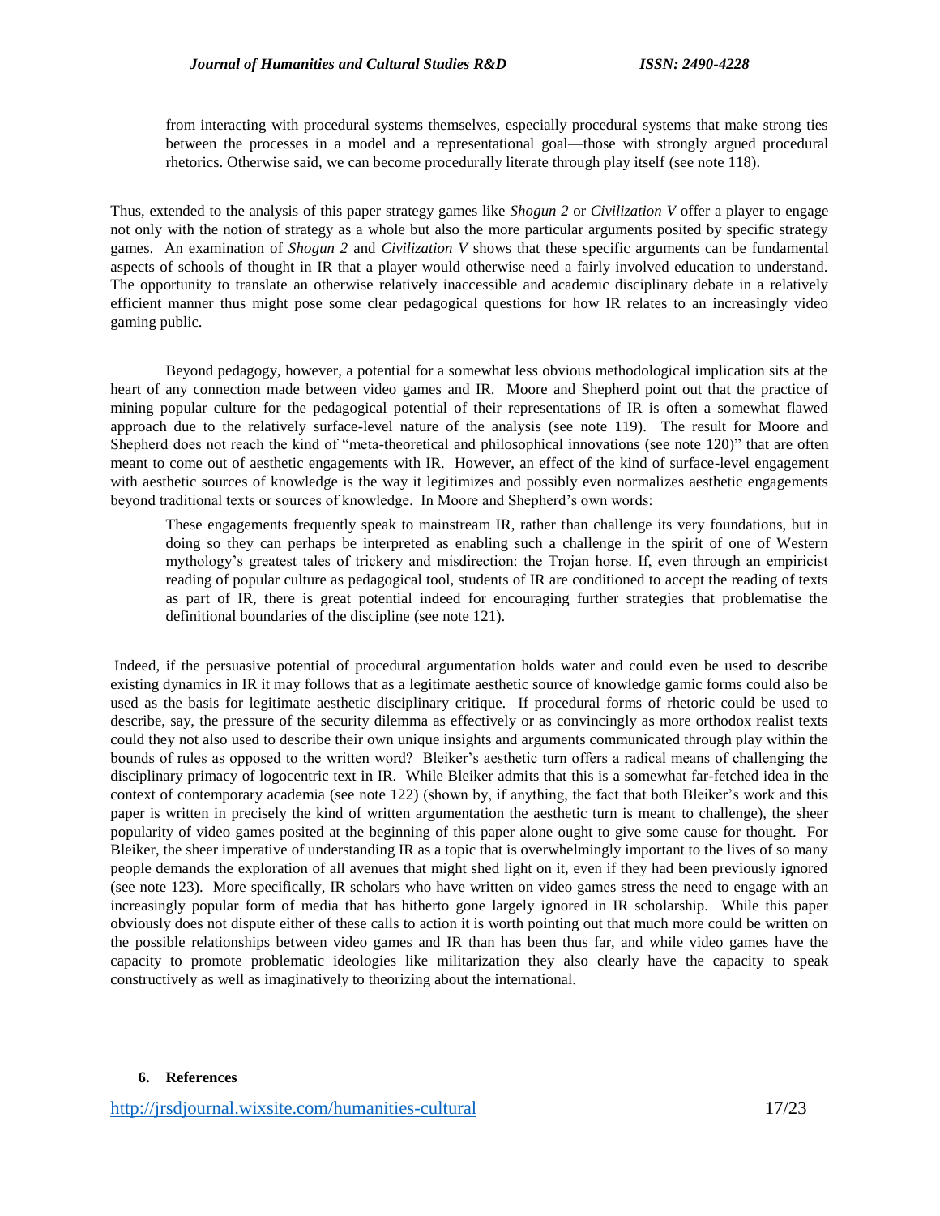> from interacting with procedural systems themselves, especially procedural systems that make strong ties between the processes in a model and a representational goal—those with strongly argued procedural rhetorics. Otherwise said, we can become procedurally literate through play itself (see note 118).

Thus, extended to the analysis of this paper strategy games like *Shogun 2* or *Civilization V* offer a player to engage not only with the notion of strategy as a whole but also the more particular arguments posited by specific strategy games. An examination of *Shogun 2* and *Civilization V* shows that these specific arguments can be fundamental aspects of schools of thought in IR that a player would otherwise need a fairly involved education to understand. The opportunity to translate an otherwise relatively inaccessible and academic disciplinary debate in a relatively efficient manner thus might pose some clear pedagogical questions for how IR relates to an increasingly video gaming public.

Beyond pedagogy, however, a potential for a somewhat less obvious methodological implication sits at the heart of any connection made between video games and IR. Moore and Shepherd point out that the practice of mining popular culture for the pedagogical potential of their representations of IR is often a somewhat flawed approach due to the relatively surface-level nature of the analysis (see note 119). The result for Moore and Shepherd does not reach the kind of "meta-theoretical and philosophical innovations (see note 120)" that are often meant to come out of aesthetic engagements with IR. However, an effect of the kind of surface-level engagement with aesthetic sources of knowledge is the way it legitimizes and possibly even normalizes aesthetic engagements beyond traditional texts or sources of knowledge. In Moore and Shepherd's own words:

> These engagements frequently speak to mainstream IR, rather than challenge its very foundations, but in doing so they can perhaps be interpreted as enabling such a challenge in the spirit of one of Western mythology's greatest tales of trickery and misdirection: the Trojan horse. If, even through an empiricist reading of popular culture as pedagogical tool, students of IR are conditioned to accept the reading of texts as part of IR, there is great potential indeed for encouraging further strategies that problematise the definitional boundaries of the discipline (see note 121).

Indeed, if the persuasive potential of procedural argumentation holds water and could even be used to describe existing dynamics in IR it may follows that as a legitimate aesthetic source of knowledge gamic forms could also be used as the basis for legitimate aesthetic disciplinary critique. If procedural forms of rhetoric could be used to describe, say, the pressure of the security dilemma as effectively or as convincingly as more orthodox realist texts could they not also used to describe their own unique insights and arguments communicated through play within the bounds of rules as opposed to the written word? Bleiker's aesthetic turn offers a radical means of challenging the disciplinary primacy of logocentric text in IR. While Bleiker admits that this is a somewhat far-fetched idea in the context of contemporary academia (see note 122) (shown by, if anything, the fact that both Bleiker's work and this paper is written in precisely the kind of written argumentation the aesthetic turn is meant to challenge), the sheer popularity of video games posited at the beginning of this paper alone ought to give some cause for thought. For Bleiker, the sheer imperative of understanding IR as a topic that is overwhelmingly important to the lives of so many people demands the exploration of all avenues that might shed light on it, even if they had been previously ignored (see note 123). More specifically, IR scholars who have written on video games stress the need to engage with an increasingly popular form of media that has hitherto gone largely ignored in IR scholarship. While this paper obviously does not dispute either of these calls to action it is worth pointing out that much more could be written on the possible relationships between video games and IR than has been thus far, and while video games have the capacity to promote problematic ideologies like militarization they also clearly have the capacity to speak constructively as well as imaginatively to theorizing about the international.

## 6. References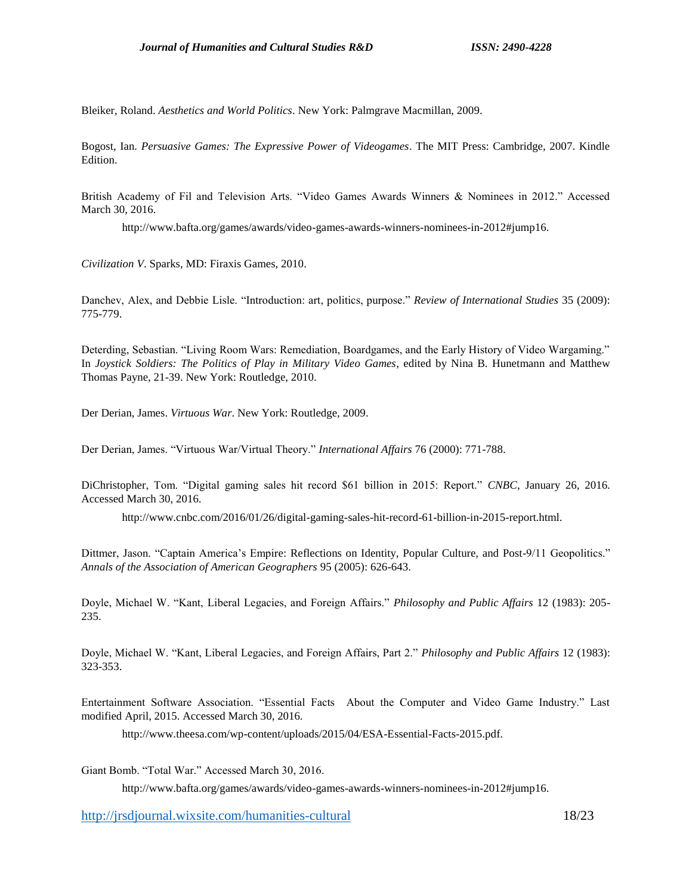Bleiker, Roland. *Aesthetics and World Politics*. New York: Palmgrave Macmillan, 2009.

Bogost, Ian. *Persuasive Games: The Expressive Power of Videogames*. The MIT Press: Cambridge, 2007. Kindle Edition.

British Academy of Fil and Television Arts. "Video Games Awards Winners & Nominees in 2012." Accessed March 30, 2016.

http://www.bafta.org/games/awards/video-games-awards-winners-nominees-in-2012#jump16.

*Civilization V*. Sparks, MD: Firaxis Games, 2010.

Danchev, Alex, and Debbie Lisle. "Introduction: art, politics, purpose." *Review of International Studies* 35 (2009): 775-779.

Deterding, Sebastian. "Living Room Wars: Remediation, Boardgames, and the Early History of Video Wargaming." In *Joystick Soldiers: The Politics of Play in Military Video Games*, edited by Nina B. Hunetmann and Matthew Thomas Payne, 21-39. New York: Routledge, 2010.

Der Derian, James. *Virtuous War*. New York: Routledge, 2009.

Der Derian, James. "Virtuous War/Virtual Theory." *International Affairs* 76 (2000): 771-788.

DiChristopher, Tom. "Digital gaming sales hit record $61 billion in 2015: Report." *CNBC*, January 26, 2016. Accessed March 30, 2016.

http://www.cnbc.com/2016/01/26/digital-gaming-sales-hit-record-61-billion-in-2015-report.html.

Dittmer, Jason. "Captain America's Empire: Reflections on Identity, Popular Culture, and Post-9/11 Geopolitics." *Annals of the Association of American Geographers* 95 (2005): 626-643.

Doyle, Michael W. "Kant, Liberal Legacies, and Foreign Affairs." *Philosophy and Public Affairs* 12 (1983): 205-235.

Doyle, Michael W. "Kant, Liberal Legacies, and Foreign Affairs, Part 2." *Philosophy and Public Affairs* 12 (1983): 323-353.

Entertainment Software Association. "Essential Facts About the Computer and Video Game Industry." Last modified April, 2015. Accessed March 30, 2016.

http://www.theesa.com/wp-content/uploads/2015/04/ESA-Essential-Facts-2015.pdf.

Giant Bomb. "Total War." Accessed March 30, 2016.

http://www.bafta.org/games/awards/video-games-awards-winners-nominees-in-2012#jump16.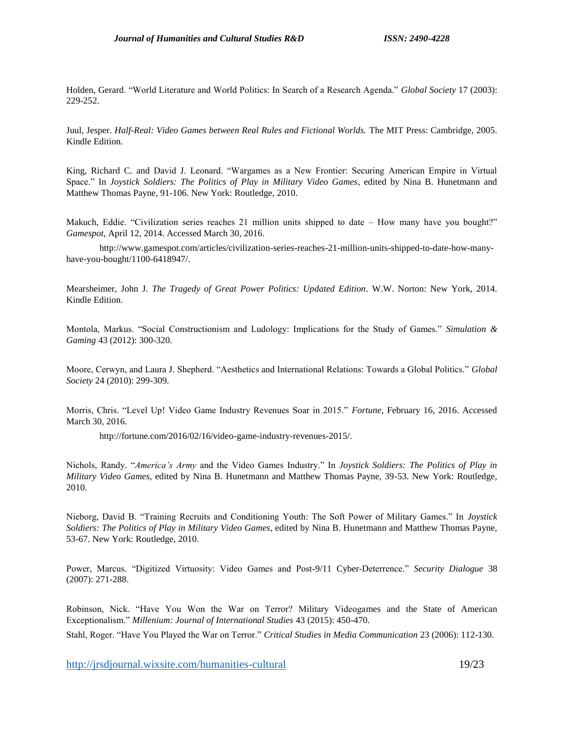Holden, Gerard. "World Literature and World Politics: In Search of a Research Agenda." *Global Society* 17 (2003): 229-252.

Juul, Jesper. *Half-Real: Video Games between Real Rules and Fictional Worlds.* The MIT Press: Cambridge, 2005. Kindle Edition.

King, Richard C. and David J. Leonard. "Wargames as a New Frontier: Securing American Empire in Virtual Space." In *Joystick Soldiers: The Politics of Play in Military Video Games*, edited by Nina B. Hunetmann and Matthew Thomas Payne, 91-106. New York: Routledge, 2010.

Makuch, Eddie. "Civilization series reaches 21 million units shipped to date – How many have you bought?" *Gamespot*, April 12, 2014. Accessed March 30, 2016.

http://www.gamespot.com/articles/civilization-series-reaches-21-million-units-shipped-to-date-how-many-have-you-bought/1100-6418947/.

Mearsheimer, John J. *The Tragedy of Great Power Politics: Updated Edition*. W.W. Norton: New York, 2014. Kindle Edition.

Montola, Markus. "Social Constructionism and Ludology: Implications for the Study of Games." *Simulation & Gaming* 43 (2012): 300-320.

Moore, Cerwyn, and Laura J. Shepherd. "Aesthetics and International Relations: Towards a Global Politics." *Global Society* 24 (2010): 299-309.

Morris, Chris. "Level Up! Video Game Industry Revenues Soar in 2015." *Fortune*, February 16, 2016. Accessed March 30, 2016.

http://fortune.com/2016/02/16/video-game-industry-revenues-2015/.

Nichols, Randy. "*America's Army* and the Video Games Industry." In *Joystick Soldiers: The Politics of Play in Military Video Games*, edited by Nina B. Hunetmann and Matthew Thomas Payne, 39-53. New York: Routledge, 2010.

Nieborg, David B. "Training Recruits and Conditioning Youth: The Soft Power of Military Games." In *Joystick Soldiers: The Politics of Play in Military Video Games*, edited by Nina B. Hunetmann and Matthew Thomas Payne, 53-67. New York: Routledge, 2010.

Power, Marcus. "Digitized Virtuosity: Video Games and Post-9/11 Cyber-Deterrence." *Security Dialogue* 38 (2007): 271-288.

Robinson, Nick. "Have You Won the War on Terror? Military Videogames and the State of American Exceptionalism." *Millenium: Journal of International Studies* 43 (2015): 450-470.

Stahl, Roger. "Have You Played the War on Terror." *Critical Studies in Media Communication* 23 (2006): 112-130.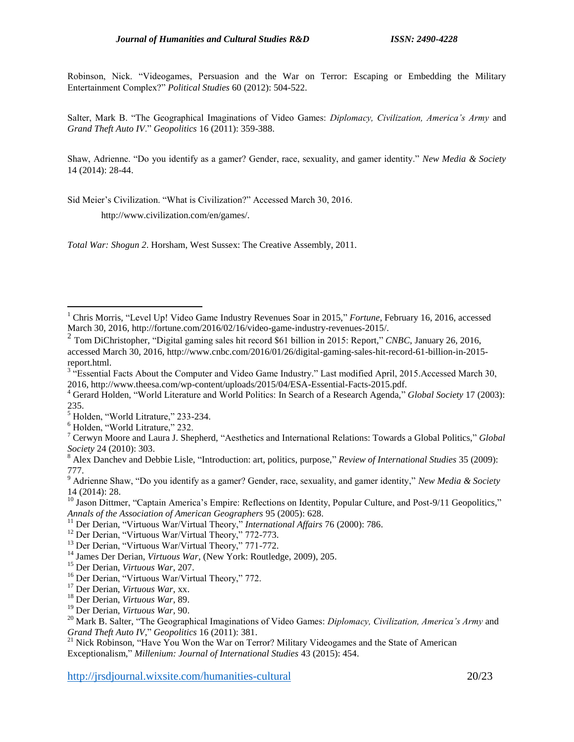Robinson, Nick. "Videogames, Persuasion and the War on Terror: Escaping or Embedding the Military Entertainment Complex?" *Political Studies* 60 (2012): 504-522.

Salter, Mark B. "The Geographical Imaginations of Video Games: *Diplomacy, Civilization, America's Army* and *Grand Theft Auto IV*." *Geopolitics* 16 (2011): 359-388.

Shaw, Adrienne. "Do you identify as a gamer? Gender, race, sexuality, and gamer identity." *New Media & Society* 14 (2014): 28-44.

Sid Meier's Civilization. "What is Civilization?" Accessed March 30, 2016.

http://www.civilization.com/en/games/.

*Total War: Shogun 2*. Horsham, West Sussex: The Creative Assembly, 2011.

---

[1] Chris Morris, "Level Up! Video Game Industry Revenues Soar in 2015," *Fortune*, February 16, 2016, accessed March 30, 2016, http://fortune.com/2016/02/16/video-game-industry-revenues-2015/.

[2] Tom DiChristopher, "Digital gaming sales hit record $61 billion in 2015: Report," *CNBC*, January 26, 2016, accessed March 30, 2016, http://www.cnbc.com/2016/01/26/digital-gaming-sales-hit-record-61-billion-in-2015-report.html.

[3] "Essential Facts About the Computer and Video Game Industry." Last modified April, 2015.Accessed March 30, 2016, http://www.theesa.com/wp-content/uploads/2015/04/ESA-Essential-Facts-2015.pdf.

[4] Gerard Holden, "World Literature and World Politics: In Search of a Research Agenda," *Global Society* 17 (2003): 235.

[5] Holden, "World Litrature," 233-234.

[6] Holden, "World Litrature," 232.

[7] Cerwyn Moore and Laura J. Shepherd, "Aesthetics and International Relations: Towards a Global Politics," *Global Society* 24 (2010): 303.

[8] Alex Danchev and Debbie Lisle, "Introduction: art, politics, purpose," *Review of International Studies* 35 (2009): 777.

[9] Adrienne Shaw, "Do you identify as a gamer? Gender, race, sexuality, and gamer identity," *New Media & Society* 14 (2014): 28.

[10] Jason Dittmer, "Captain America's Empire: Reflections on Identity, Popular Culture, and Post-9/11 Geopolitics," *Annals of the Association of American Geographers* 95 (2005): 628.

[11] Der Derian, "Virtuous War/Virtual Theory," *International Affairs* 76 (2000): 786.

[12] Der Derian, "Virtuous War/Virtual Theory," 772-773.

[13] Der Derian, "Virtuous War/Virtual Theory," 771-772.

[14] James Der Derian, *Virtuous War*, (New York: Routledge, 2009), 205.

[15] Der Derian, *Virtuous War*, 207.

[16] Der Derian, "Virtuous War/Virtual Theory," 772.

[17] Der Derian, *Virtuous War*, xx.

[18] Der Derian, *Virtuous War*, 89.

[19] Der Derian, *Virtuous War*, 90.

[20] Mark B. Salter, "The Geographical Imaginations of Video Games: *Diplomacy, Civilization, America's Army* and *Grand Theft Auto IV*," *Geopolitics* 16 (2011): 381.

[21] Nick Robinson, "Have You Won the War on Terror? Military Videogames and the State of American Exceptionalism," *Millenium: Journal of International Studies* 43 (2015): 454.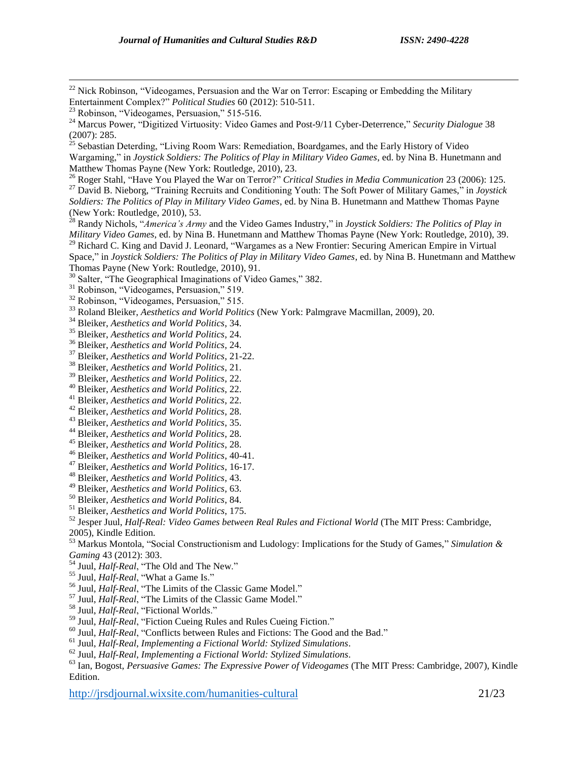[22] Nick Robinson, "Videogames, Persuasion and the War on Terror: Escaping or Embedding the Military Entertainment Complex?" *Political Studies* 60 (2012): 510-511.

[23] Robinson, "Videogames, Persuasion," 515-516.

[24] Marcus Power, "Digitized Virtuosity: Video Games and Post-9/11 Cyber-Deterrence," *Security Dialogue* 38 (2007): 285.

[25] Sebastian Deterding, "Living Room Wars: Remediation, Boardgames, and the Early History of Video Wargaming," in *Joystick Soldiers: The Politics of Play in Military Video Games*, ed. by Nina B. Hunetmann and Matthew Thomas Payne (New York: Routledge, 2010), 23.

[26] Roger Stahl, "Have You Played the War on Terror?" *Critical Studies in Media Communication* 23 (2006): 125.

[27] David B. Nieborg, "Training Recruits and Conditioning Youth: The Soft Power of Military Games," in *Joystick Soldiers: The Politics of Play in Military Video Games*, ed. by Nina B. Hunetmann and Matthew Thomas Payne (New York: Routledge, 2010), 53.

[28] Randy Nichols, "*America's Army* and the Video Games Industry," in *Joystick Soldiers: The Politics of Play in Military Video Games*, ed. by Nina B. Hunetmann and Matthew Thomas Payne (New York: Routledge, 2010), 39.

[29] Richard C. King and David J. Leonard, "Wargames as a New Frontier: Securing American Empire in Virtual Space," in *Joystick Soldiers: The Politics of Play in Military Video Games*, ed. by Nina B. Hunetmann and Matthew Thomas Payne (New York: Routledge, 2010), 91.

[30] Salter, "The Geographical Imaginations of Video Games," 382.

[31] Robinson, "Videogames, Persuasion," 519.

[32] Robinson, "Videogames, Persuasion," 515.

[33] Roland Bleiker, *Aesthetics and World Politics* (New York: Palmgrave Macmillan, 2009), 20.

[34] Bleiker, *Aesthetics and World Politics*, 34.

[35] Bleiker, *Aesthetics and World Politics*, 24.

[36] Bleiker, *Aesthetics and World Politics*, 24.

[37] Bleiker, *Aesthetics and World Politics*, 21-22.

[38] Bleiker, *Aesthetics and World Politics*, 21.

[39] Bleiker, *Aesthetics and World Politics*, 22.

[40] Bleiker, *Aesthetics and World Politics*, 22.

[41] Bleiker, *Aesthetics and World Politics*, 22.

[42] Bleiker, *Aesthetics and World Politics*, 28.

[43] Bleiker, *Aesthetics and World Politics*, 35.

[44] Bleiker, *Aesthetics and World Politics*, 28.

[45] Bleiker, *Aesthetics and World Politics*, 28.

[46] Bleiker, *Aesthetics and World Politics*, 40-41.

[47] Bleiker, *Aesthetics and World Politics*, 16-17.

[48] Bleiker, *Aesthetics and World Politics*, 43.

[49] Bleiker, *Aesthetics and World Politics*, 63.

[50] Bleiker, *Aesthetics and World Politics*, 84.

[51] Bleiker, *Aesthetics and World Politics*, 175.

[52] Jesper Juul, *Half-Real: Video Games between Real Rules and Fictional World* (The MIT Press: Cambridge, 2005), Kindle Edition.

[53] Markus Montola, "Social Constructionism and Ludology: Implications for the Study of Games," *Simulation & Gaming* 43 (2012): 303.

[54] Juul, *Half-Real*, "The Old and The New."

[55] Juul, *Half-Real*, "What a Game Is."

[56] Juul, *Half-Real*, "The Limits of the Classic Game Model."

[57] Juul, *Half-Real*, "The Limits of the Classic Game Model."

[58] Juul, *Half-Real*, "Fictional Worlds."

[59] Juul, *Half-Real*, "Fiction Cueing Rules and Rules Cueing Fiction."

[60] Juul, *Half-Real*, "Conflicts between Rules and Fictions: The Good and the Bad."

[61] Juul, *Half-Real*, *Implementing a Fictional World: Stylized Simulations*.

[62] Juul, *Half-Real*, *Implementing a Fictional World: Stylized Simulations*.

[63] Ian, Bogost, *Persuasive Games: The Expressive Power of Videogames* (The MIT Press: Cambridge, 2007), Kindle Edition.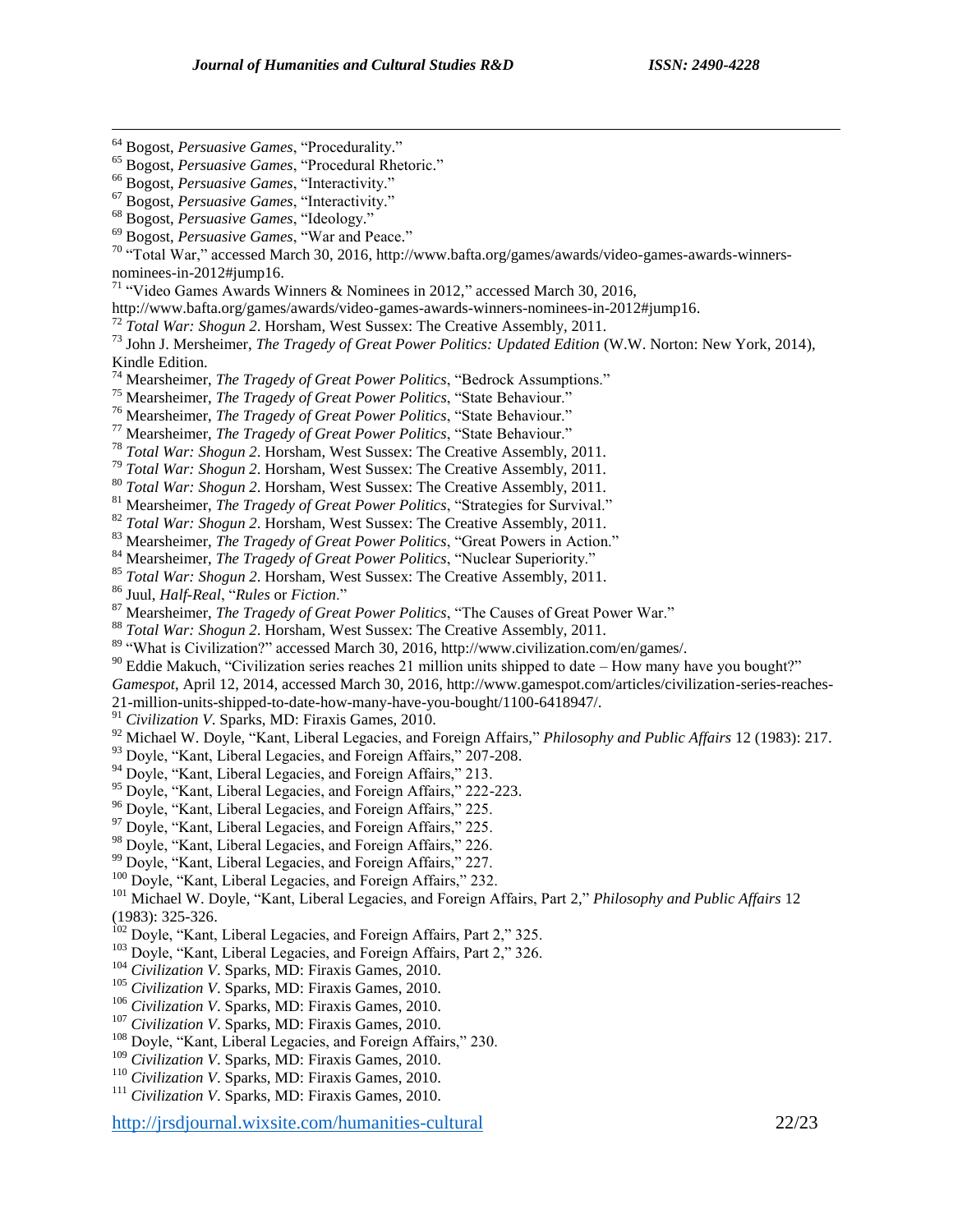[64] Bogost, *Persuasive Games*, "Procedurality."

[65] Bogost, *Persuasive Games*, "Procedural Rhetoric."

[66] Bogost, *Persuasive Games*, "Interactivity."

[67] Bogost, *Persuasive Games*, "Interactivity."

[68] Bogost, *Persuasive Games*, "Ideology."

[69] Bogost, *Persuasive Games*, "War and Peace."

[70] "Total War," accessed March 30, 2016, http://www.bafta.org/games/awards/video-games-awards-winners-nominees-in-2012#jump16.

[71] "Video Games Awards Winners & Nominees in 2012," accessed March 30, 2016, http://www.bafta.org/games/awards/video-games-awards-winners-nominees-in-2012#jump16.

[72] *Total War: Shogun 2*. Horsham, West Sussex: The Creative Assembly, 2011.

[73] John J. Mersheimer, *The Tragedy of Great Power Politics: Updated Edition* (W.W. Norton: New York, 2014), Kindle Edition.

[74] Mearsheimer, *The Tragedy of Great Power Politics*, "Bedrock Assumptions."

[75] Mearsheimer, *The Tragedy of Great Power Politics*, "State Behaviour."

[76] Mearsheimer, *The Tragedy of Great Power Politics*, "State Behaviour."

[77] Mearsheimer, *The Tragedy of Great Power Politics*, "State Behaviour."

[78] *Total War: Shogun 2*. Horsham, West Sussex: The Creative Assembly, 2011.

[79] *Total War: Shogun 2*. Horsham, West Sussex: The Creative Assembly, 2011.

[80] *Total War: Shogun 2*. Horsham, West Sussex: The Creative Assembly, 2011.

[81] Mearsheimer, *The Tragedy of Great Power Politics*, "Strategies for Survival."

[82] *Total War: Shogun 2*. Horsham, West Sussex: The Creative Assembly, 2011.

[83] Mearsheimer, *The Tragedy of Great Power Politics*, "Great Powers in Action."

[84] Mearsheimer, *The Tragedy of Great Power Politics*, "Nuclear Superiority."

[85] *Total War: Shogun 2*. Horsham, West Sussex: The Creative Assembly, 2011.

[86] Juul, *Half-Real*, "*Rules* or *Fiction*."

[87] Mearsheimer, *The Tragedy of Great Power Politics*, "The Causes of Great Power War."

[88] *Total War: Shogun 2*. Horsham, West Sussex: The Creative Assembly, 2011.

[89] "What is Civilization?" accessed March 30, 2016, http://www.civilization.com/en/games/.

[90] Eddie Makuch, "Civilization series reaches 21 million units shipped to date – How many have you bought?" *Gamespot*, April 12, 2014, accessed March 30, 2016, http://www.gamespot.com/articles/civilization-series-reaches-21-million-units-shipped-to-date-how-many-have-you-bought/1100-6418947/.

[91] *Civilization V*. Sparks, MD: Firaxis Games, 2010.

[92] Michael W. Doyle, "Kant, Liberal Legacies, and Foreign Affairs," *Philosophy and Public Affairs* 12 (1983): 217.

[93] Doyle, "Kant, Liberal Legacies, and Foreign Affairs," 207-208.

[94] Doyle, "Kant, Liberal Legacies, and Foreign Affairs," 213.

[95] Doyle, "Kant, Liberal Legacies, and Foreign Affairs," 222-223.

[96] Doyle, "Kant, Liberal Legacies, and Foreign Affairs," 225.

[97] Doyle, "Kant, Liberal Legacies, and Foreign Affairs," 225.

[98] Doyle, "Kant, Liberal Legacies, and Foreign Affairs," 226.

[99] Doyle, "Kant, Liberal Legacies, and Foreign Affairs," 227.

[100] Doyle, "Kant, Liberal Legacies, and Foreign Affairs," 232.

[101] Michael W. Doyle, "Kant, Liberal Legacies, and Foreign Affairs, Part 2," *Philosophy and Public Affairs* 12 (1983): 325-326.

[102] Doyle, "Kant, Liberal Legacies, and Foreign Affairs, Part 2," 325.

[103] Doyle, "Kant, Liberal Legacies, and Foreign Affairs, Part 2," 326.

[104] *Civilization V*. Sparks, MD: Firaxis Games, 2010.

[105] *Civilization V*. Sparks, MD: Firaxis Games, 2010.

[106] *Civilization V*. Sparks, MD: Firaxis Games, 2010.

[107] *Civilization V*. Sparks, MD: Firaxis Games, 2010.

[108] Doyle, "Kant, Liberal Legacies, and Foreign Affairs," 230.

[109] *Civilization V*. Sparks, MD: Firaxis Games, 2010.

[110] *Civilization V*. Sparks, MD: Firaxis Games, 2010.

[111] *Civilization V*. Sparks, MD: Firaxis Games, 2010.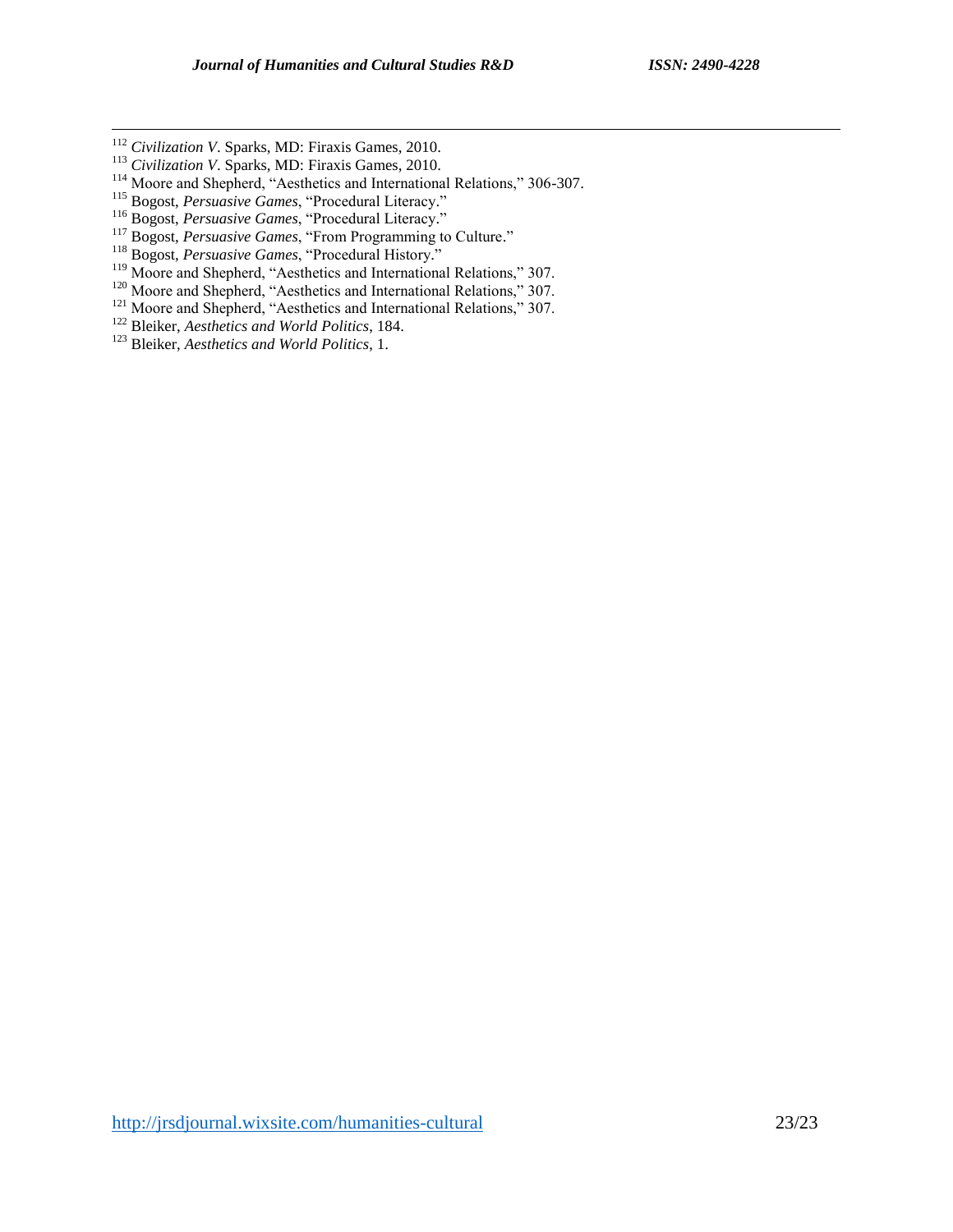[112] *Civilization V*. Sparks, MD: Firaxis Games, 2010.

[113] *Civilization V*. Sparks, MD: Firaxis Games, 2010.

[114] Moore and Shepherd, "Aesthetics and International Relations," 306-307.

[115] Bogost, *Persuasive Games*, "Procedural Literacy."

[116] Bogost, *Persuasive Games*, "Procedural Literacy."

[117] Bogost, *Persuasive Games*, "From Programming to Culture."

[118] Bogost, *Persuasive Games*, "Procedural History."

[119] Moore and Shepherd, "Aesthetics and International Relations," 307.

[120] Moore and Shepherd, "Aesthetics and International Relations," 307.

[121] Moore and Shepherd, "Aesthetics and International Relations," 307.

[122] Bleiker, *Aesthetics and World Politics*, 184.

[123] Bleiker, *Aesthetics and World Politics*, 1.